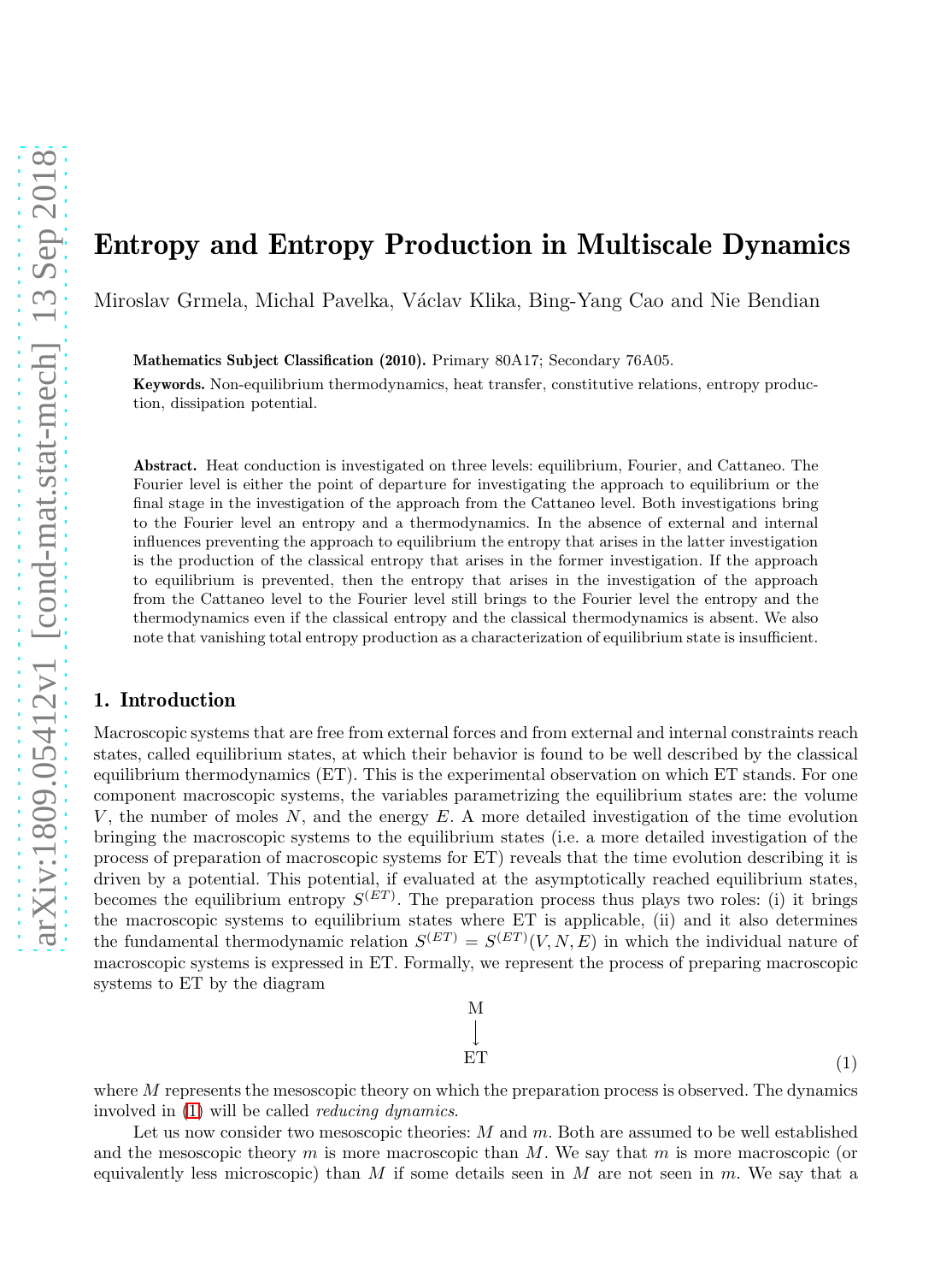# Entropy and Entropy Production in Multiscale Dynamics

Miroslav Grmela, Michal Pavelka, Václav Klika, Bing-Yang Cao and Nie Bendian

**Mathematics Subject Classification (2010).** Primary 80A17; Secondary 76A05.

**Keywords.** Non-equilibrium thermodynamics, heat transfer, constitutive relations, entropy production, dissipation potential.

**Abstract.** Heat conduction is investigated on three levels: equilibrium, Fourier, and Cattaneo. The Fourier level is either the point of departure for investigating the approach to equilibrium or the final stage in the investigation of the approach from the Cattaneo level. Both investigations bring to the Fourier level an entropy and a thermodynamics. In the absence of external and internal influences preventing the approach to equilibrium the entropy that arises in the latter investigation is the production of the classical entropy that arises in the former investigation. If the approach to equilibrium is prevented, then the entropy that arises in the investigation of the approach from the Cattaneo level to the Fourier level still brings to the Fourier level the entropy and the thermodynamics even if the classical entropy and the classical thermodynamics is absent. We also note that vanishing total entropy production as a characterization of equilibrium state is insufficient.

## 1. Introduction

Macroscopic systems that are free from external forces and from external and internal constraints reach states, called equilibrium states, at which their behavior is found to be well described by the classical equilibrium thermodynamics (ET). This is the experimental observation on which ET stands. For one component macroscopic systems, the variables parametrizing the equilibrium states are: the volume $V$, the number of moles $N$, and the energy $E$. A more detailed investigation of the time evolution bringing the macroscopic systems to the equilibrium states (i.e. a more detailed investigation of the process of preparation of macroscopic systems for ET) reveals that the time evolution describing it is driven by a potential. This potential, if evaluated at the asymptotically reached equilibrium states, becomes the equilibrium entropy $S^{(ET)}$. The preparation process thus plays two roles: (i) it brings the macroscopic systems to equilibrium states where ET is applicable, (ii) and it also determines the fundamental thermodynamic relation $S^{(ET)} = S^{(ET)}(V, N, E)$ in which the individual nature of macroscopic systems is expressed in ET. Formally, we represent the process of preparing macroscopic systems to ET by the diagram

$$
\begin{array}{c}
\text{M} \\
\downarrow \\
\text{ET}
\end{array}
\tag{1}
$$

where $M$ represents the mesoscopic theory on which the preparation process is observed. The dynamics involved in (1) will be called *reducing dynamics*.

Let us now consider two mesoscopic theories: $M$ and $m$. Both are assumed to be well established and the mesoscopic theory $m$ is more macroscopic than $M$. We say that $m$ is more macroscopic (or equivalently less microscopic) than $M$ if some details seen in $M$ are not seen in $m$. We say that a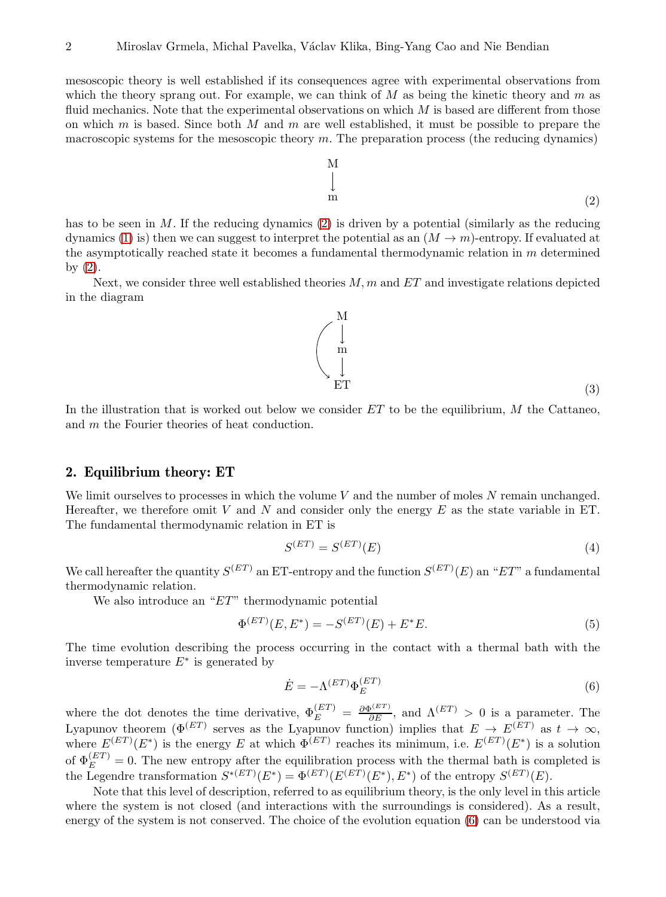mesoscopic theory is well established if its consequences agree with experimental observations from which the theory sprang out. For example, we can think of $M$ as being the kinetic theory and $m$ as fluid mechanics. Note that the experimental observations on which $M$ is based are different from those on which $m$ is based. Since both $M$ and $m$ are well established, it must be possible to prepare the macroscopic systems for the mesoscopic theory $m$. The preparation process (the reducing dynamics)

$$\begin{array}{c} \mathrm{M} \\ \downarrow \\ \mathrm{m} \end{array} \tag{2}$$

has to be seen in $M$. If the reducing dynamics (2) is driven by a potential (similarly as the reducing dynamics (1) is) then we can suggest to interpret the potential as an $(M \to m)$-entropy. If evaluated at the asymptotically reached state it becomes a fundamental thermodynamic relation in $m$ determined by (2).

Next, we consider three well established theories $M, m$ and $ET$ and investigate relations depicted in the diagram

$$\begin{array}{c} \mathrm{M} \\ \downarrow \\ \mathrm{m} \\ \downarrow \\ \mathrm{ET} \end{array} \tag{3}$$

(with an additional arrow directly from M to ET)

In the illustration that is worked out below we consider $ET$ to be the equilibrium, $M$ the Cattaneo, and $m$ the Fourier theories of heat conduction.

## 2. Equilibrium theory: ET

We limit ourselves to processes in which the volume $V$ and the number of moles $N$ remain unchanged. Hereafter, we therefore omit $V$ and $N$ and consider only the energy $E$ as the state variable in ET. The fundamental thermodynamic relation in ET is

$$S^{(ET)} = S^{(ET)}(E) \tag{4}$$

We call hereafter the quantity $S^{(ET)}$ an ET-entropy and the function $S^{(ET)}(E)$ an "$ET$" a fundamental thermodynamic relation.

We also introduce an "$ET$" thermodynamic potential

$$\Phi^{(ET)}(E, E^*) = -S^{(ET)}(E) + E^* E. \tag{5}$$

The time evolution describing the process occurring in the contact with a thermal bath with the inverse temperature $E^*$ is generated by

$$\dot{E} = -\Lambda^{(ET)} \Phi_E^{(ET)} \tag{6}$$

where the dot denotes the time derivative, $\Phi_E^{(ET)} = \frac{\partial \Phi^{(ET)}}{\partial E}$, and $\Lambda^{(ET)} > 0$ is a parameter. The Lyapunov theorem ($\Phi^{(ET)}$ serves as the Lyapunov function) implies that $E \to E^{(ET)}$ as $t \to \infty$, where $E^{(ET)}(E^*)$ is the energy $E$ at which $\Phi^{(ET)}$ reaches its minimum, i.e. $E^{(ET)}(E^*)$ is a solution of $\Phi_E^{(ET)} = 0$. The new entropy after the equilibration process with the thermal bath is completed is the Legendre transformation $S^{*(ET)}(E^*) = \Phi^{(ET)}(E^{(ET)}(E^*), E^*)$ of the entropy $S^{(ET)}(E)$.

Note that this level of description, referred to as equilibrium theory, is the only level in this article where the system is not closed (and interactions with the surroundings is considered). As a result, energy of the system is not conserved. The choice of the evolution equation (6) can be understood via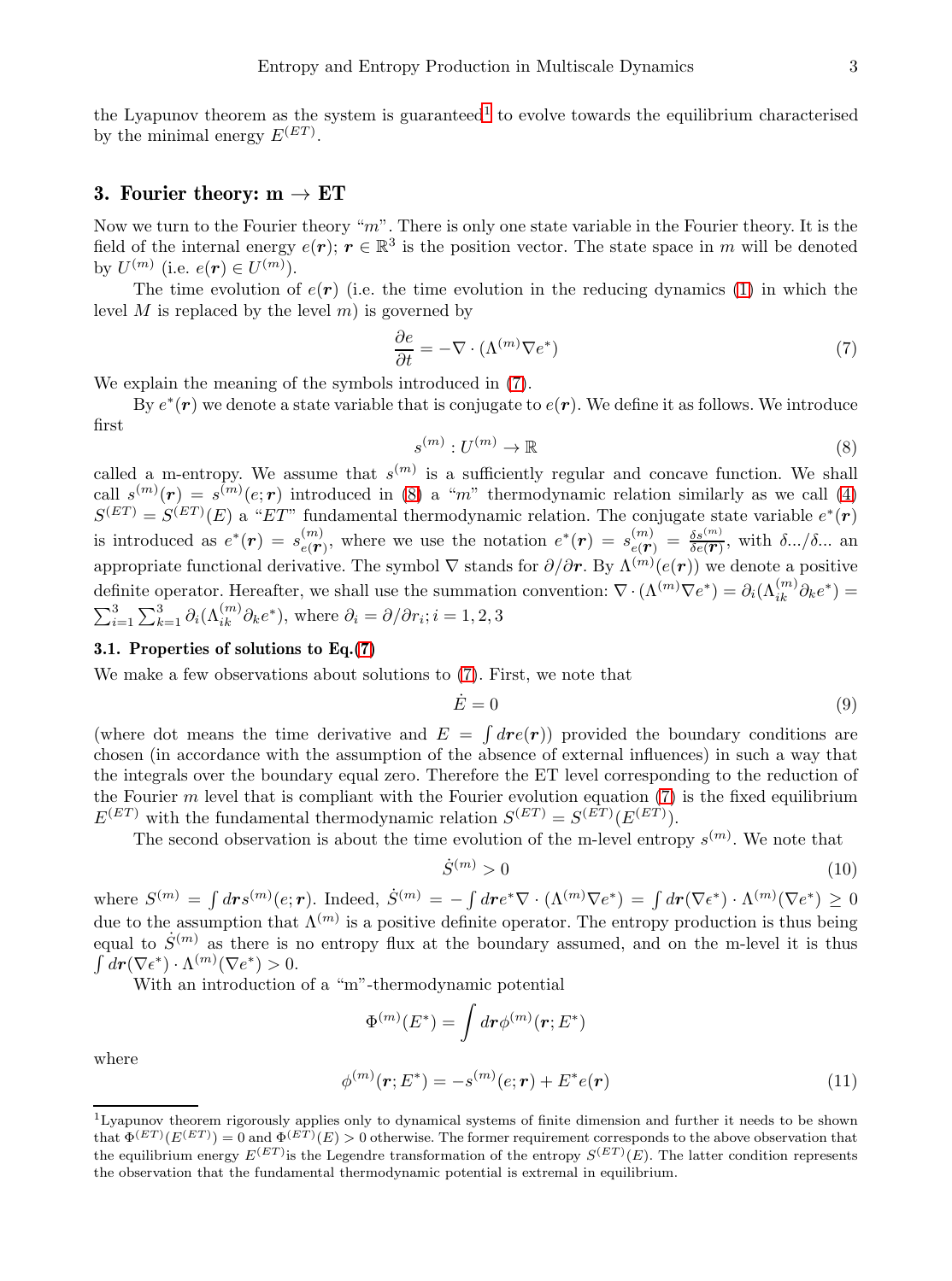the Lyapunov theorem as the system is guaranteed[1] to evolve towards the equilibrium characterised by the minimal energy $E^{(ET)}$.

## 3. Fourier theory: m → ET

Now we turn to the Fourier theory "$m$". There is only one state variable in the Fourier theory. It is the field of the internal energy $e(\boldsymbol{r})$; $\boldsymbol{r} \in \mathbb{R}^3$ is the position vector. The state space in $m$ will be denoted by $U^{(m)}$ (i.e. $e(\boldsymbol{r}) \in U^{(m)}$).

The time evolution of $e(\boldsymbol{r})$ (i.e. the time evolution in the reducing dynamics (1) in which the level $M$ is replaced by the level $m$) is governed by

$$\frac{\partial e}{\partial t} = -\nabla \cdot (\Lambda^{(m)} \nabla e^*) \tag{7}$$

We explain the meaning of the symbols introduced in (7).

By $e^*(\boldsymbol{r})$ we denote a state variable that is conjugate to $e(\boldsymbol{r})$. We define it as follows. We introduce first

$$s^{(m)} : U^{(m)} \to \mathbb{R} \tag{8}$$

called a m-entropy. We assume that $s^{(m)}$ is a sufficiently regular and concave function. We shall call $s^{(m)}(\boldsymbol{r}) = s^{(m)}(e; \boldsymbol{r})$ introduced in (8) a "$m$" thermodynamic relation similarly as we call (4) $S^{(ET)} = S^{(ET)}(E)$ a "$ET$" fundamental thermodynamic relation. The conjugate state variable $e^*(\boldsymbol{r})$ is introduced as $e^*(\boldsymbol{r}) = s^{(m)}_{e(\boldsymbol{r})}$, where we use the notation $e^*(\boldsymbol{r}) = s^{(m)}_{e(\boldsymbol{r})} = \frac{\delta s^{(m)}}{\delta e(\boldsymbol{r})}$, with $\delta .../\delta ...$ an appropriate functional derivative. The symbol $\nabla$ stands for $\partial/\partial \boldsymbol{r}$. By $\Lambda^{(m)}(e(\boldsymbol{r}))$ we denote a positive definite operator. Hereafter, we shall use the summation convention: $\nabla \cdot (\Lambda^{(m)} \nabla e^*) = \partial_i (\Lambda^{(m)}_{ik} \partial_k e^*) = \sum_{i=1}^{3} \sum_{k=1}^{3} \partial_i (\Lambda^{(m)}_{ik} \partial_k e^*)$, where $\partial_i = \partial / \partial r_i; i = 1, 2, 3$

### 3.1. Properties of solutions to Eq.(7)

We make a few observations about solutions to (7). First, we note that

$$\dot{E} = 0 \tag{9}$$

(where dot means the time derivative and $E = \int d\boldsymbol{r} e(\boldsymbol{r})$) provided the boundary conditions are chosen (in accordance with the assumption of the absence of external influences) in such a way that the integrals over the boundary equal zero. Therefore the ET level corresponding to the reduction of the Fourier $m$ level that is compliant with the Fourier evolution equation (7) is the fixed equilibrium $E^{(ET)}$ with the fundamental thermodynamic relation $S^{(ET)} = S^{(ET)}(E^{(ET)})$.

The second observation is about the time evolution of the m-level entropy $s^{(m)}$. We note that

$$\dot{S}^{(m)} > 0 \tag{10}$$

where $S^{(m)} = \int d\boldsymbol{r} s^{(m)}(e; \boldsymbol{r})$. Indeed, $\dot{S}^{(m)} = -\int d\boldsymbol{r} e^* \nabla \cdot (\Lambda^{(m)} \nabla e^*) = \int d\boldsymbol{r} (\nabla e^*) \cdot \Lambda^{(m)} (\nabla e^*) \geq 0$ due to the assumption that $\Lambda^{(m)}$ is a positive definite operator. The entropy production is thus being equal to $\dot{S}^{(m)}$ as there is no entropy flux at the boundary assumed, and on the m-level it is thus $\int d\boldsymbol{r} (\nabla \epsilon^*) \cdot \Lambda^{(m)} (\nabla e^*) > 0$.

With an introduction of a "m"-thermodynamic potential

$$\Phi^{(m)}(E^*) = \int d\boldsymbol{r} \phi^{(m)}(\boldsymbol{r}; E^*)$$

where

$$\phi^{(m)}(\boldsymbol{r}; E^*) = -s^{(m)}(e; \boldsymbol{r}) + E^* e(\boldsymbol{r}) \tag{11}$$

---

[1] Lyapunov theorem rigorously applies only to dynamical systems of finite dimension and further it needs to be shown that $\Phi^{(ET)}(E^{(ET)}) = 0$ and $\Phi^{(ET)}(E) > 0$ otherwise. The former requirement corresponds to the above observation that the equilibrium energy $E^{(ET)}$is the Legendre transformation of the entropy $S^{(ET)}(E)$. The latter condition represents the observation that the fundamental thermodynamic potential is extremal in equilibrium.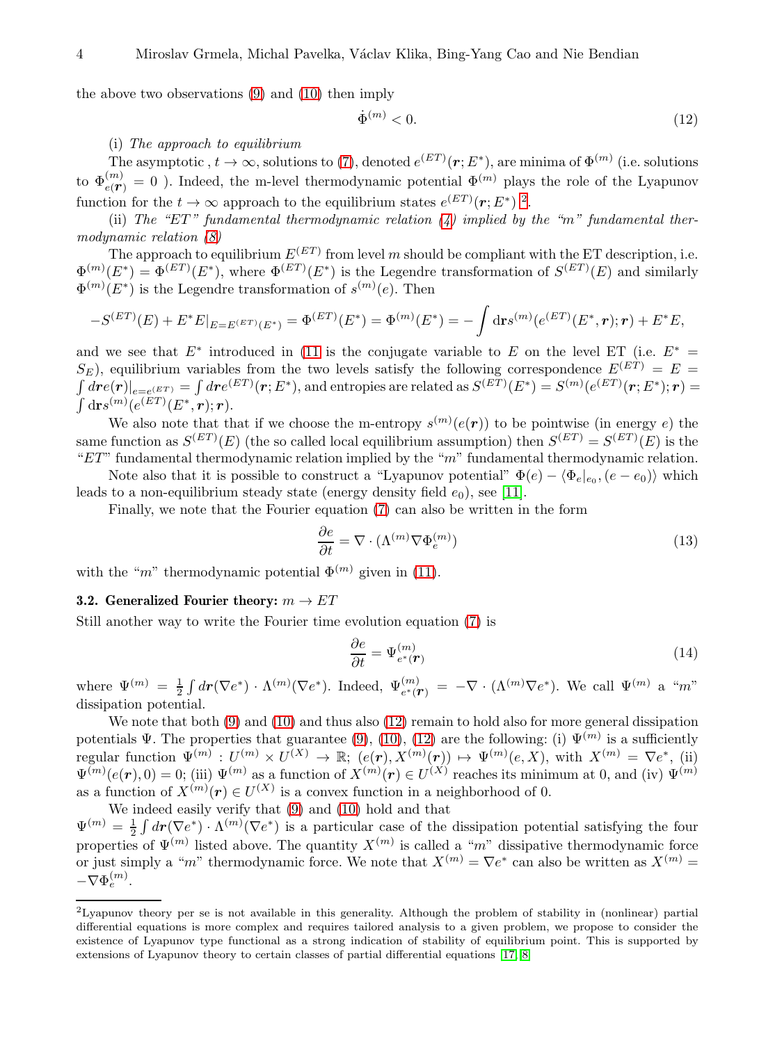the above two observations (9) and (10) then imply

$$\dot{\Phi}^{(m)} < 0. \tag{12}$$

(i) *The approach to equilibrium*

The asymptotic , $t \to \infty$, solutions to (7), denoted $e^{(ET)}(\boldsymbol{r}; E^*)$, are minima of $\Phi^{(m)}$ (i.e. solutions to $\Phi^{(m)}_{e(\boldsymbol{r})} = 0$ ). Indeed, the m-level thermodynamic potential $\Phi^{(m)}$ plays the role of the Lyapunov function for the $t \to \infty$ approach to the equilibrium states $e^{(ET)}(\boldsymbol{r}; E^*)$ [2].

(ii) *The "ET" fundamental thermodynamic relation (4) implied by the "m" fundamental thermodynamic relation (8)*

The approach to equilibrium $E^{(ET)}$ from level $m$ should be compliant with the ET description, i.e. $\Phi^{(m)}(E^*) = \Phi^{(ET)}(E^*)$, where $\Phi^{(ET)}(E^*)$ is the Legendre transformation of $S^{(ET)}(E)$ and similarly $\Phi^{(m)}(E^*)$ is the Legendre transformation of $s^{(m)}(e)$. Then

$$-S^{(ET)}(E) + E^*E|_{E=E^{(ET)}(E^*)} = \Phi^{(ET)}(E^*) = \Phi^{(m)}(E^*) = -\int \mathrm{d}\mathbf{r} s^{(m)}(e^{(ET)}(E^*, \boldsymbol{r}); \boldsymbol{r}) + E^*E,$$

and we see that $E^*$ introduced in (11 is the conjugate variable to $E$ on the level ET (i.e. $E^* = S_E$), equilibrium variables from the two levels satisfy the following correspondence $E^{(ET)} = E = \int d\boldsymbol{r} e(\boldsymbol{r})|_{e=e^{(ET)}} = \int d\boldsymbol{r} e^{(ET)}(\boldsymbol{r}; E^*)$, and entropies are related as $S^{(ET)}(E^*) = S^{(m)}(e^{(ET)}(\boldsymbol{r}; E^*); \boldsymbol{r}) = \int \mathrm{d}\mathbf{r} s^{(m)}(e^{(ET)}(E^*, \boldsymbol{r}); \boldsymbol{r})$.

We also note that that if we choose the m-entropy $s^{(m)}(e(\boldsymbol{r}))$ to be pointwise (in energy $e$) the same function as $S^{(ET)}(E)$ (the so called local equilibrium assumption) then $S^{(ET)} = S^{(ET)}(E)$ is the "$ET$" fundamental thermodynamic relation implied by the "$m$" fundamental thermodynamic relation.

Note also that it is possible to construct a "Lyapunov potential" $\Phi(e) - \langle \Phi_e|_{e_0}, (e - e_0)\rangle$ which leads to a non-equilibrium steady state (energy density field $e_0$), see [11].

Finally, we note that the Fourier equation (7) can also be written in the form

$$\frac{\partial e}{\partial t} = \nabla \cdot (\Lambda^{(m)} \nabla \Phi^{(m)}_e) \tag{13}$$

with the "$m$" thermodynamic potential $\Phi^{(m)}$ given in (11).

### 3.2. Generalized Fourier theory: $m \to ET$

Still another way to write the Fourier time evolution equation (7) is

$$\frac{\partial e}{\partial t} = \Psi^{(m)}_{e^*(\boldsymbol{r})} \tag{14}$$

where $\Psi^{(m)} = \frac{1}{2}\int d\boldsymbol{r} (\nabla e^*) \cdot \Lambda^{(m)}(\nabla e^*)$. Indeed, $\Psi^{(m)}_{e^*(\boldsymbol{r})} = -\nabla \cdot (\Lambda^{(m)} \nabla e^*)$. We call $\Psi^{(m)}$ a "$m$" dissipation potential.

We note that both (9) and (10) and thus also (12) remain to hold also for more general dissipation potentials $\Psi$. The properties that guarantee (9), (10), (12) are the following: (i) $\Psi^{(m)}$ is a sufficiently regular function $\Psi^{(m)} : U^{(m)} \times U^{(X)} \to \mathbb{R}$; $(e(\boldsymbol{r}), X^{(m)}(\boldsymbol{r})) \mapsto \Psi^{(m)}(e, X)$, with $X^{(m)} = \nabla e^*$, (ii) $\Psi^{(m)}(e(\boldsymbol{r}), 0) = 0$; (iii) $\Psi^{(m)}$ as a function of $X^{(m)}(\boldsymbol{r}) \in U^{(X)}$ reaches its minimum at 0, and (iv) $\Psi^{(m)}$ as a function of $X^{(m)}(\boldsymbol{r}) \in U^{(X)}$ is a convex function in a neighborhood of 0.

We indeed easily verify that (9) and (10) hold and that $\Psi^{(m)} = \frac{1}{2}\int d\boldsymbol{r} (\nabla e^*) \cdot \Lambda^{(m)}(\nabla e^*)$ is a particular case of the dissipation potential satisfying the four properties of $\Psi^{(m)}$ listed above. The quantity $X^{(m)}$ is called a "$m$" dissipative thermodynamic force or just simply a "$m$" thermodynamic force. We note that $X^{(m)} = \nabla e^*$ can also be written as $X^{(m)} = -\nabla \Phi^{(m)}_e$.

---

[2] Lyapunov theory per se is not available in this generality. Although the problem of stability in (nonlinear) partial differential equations is more complex and requires tailored analysis to a given problem, we propose to consider the existence of Lyapunov type functional as a strong indication of stability of equilibrium point. This is supported by extensions of Lyapunov theory to certain classes of partial differential equations [17, 8]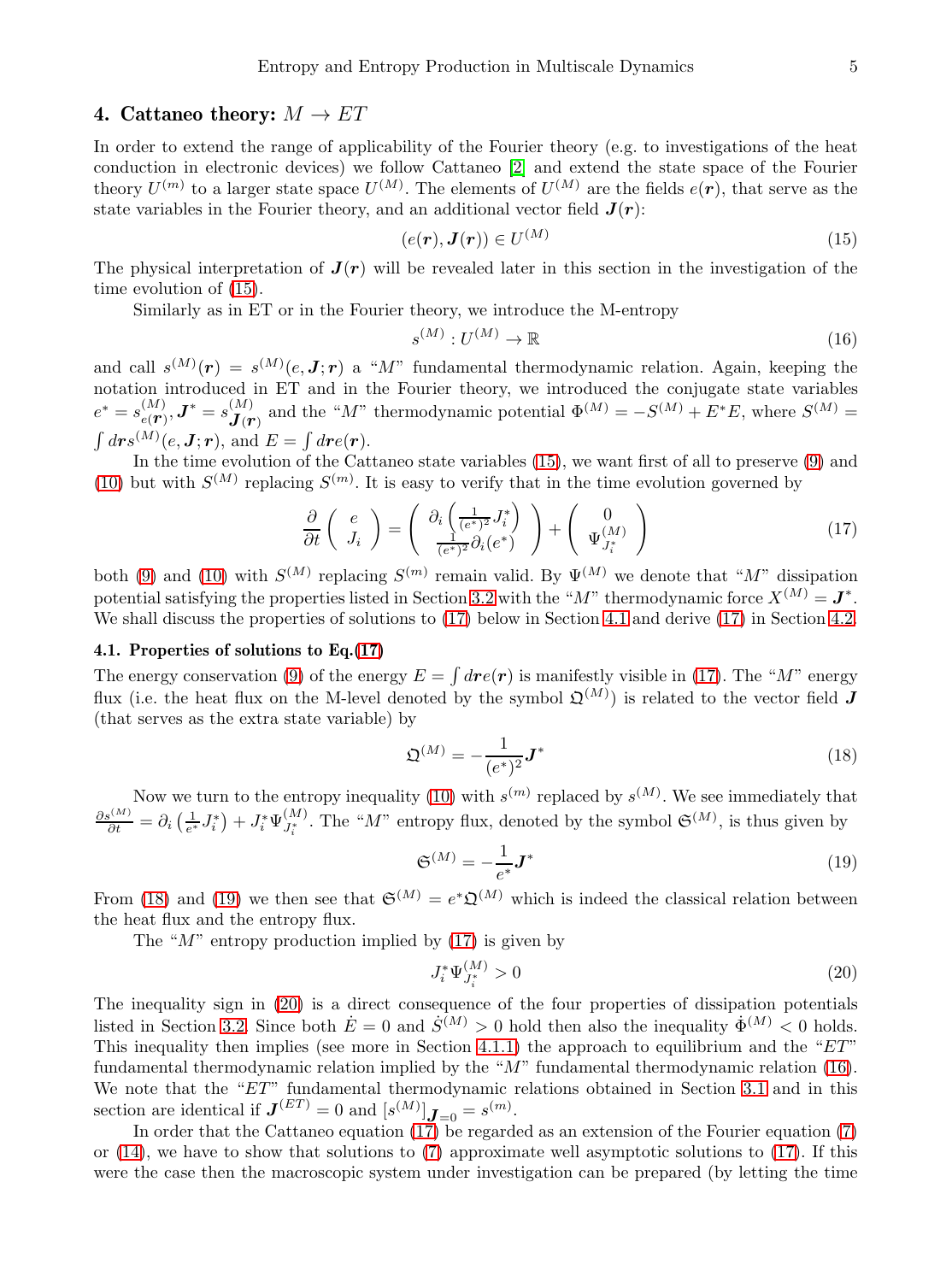## 4. Cattaneo theory: $M \to ET$

In order to extend the range of applicability of the Fourier theory (e.g. to investigations of the heat conduction in electronic devices) we follow Cattaneo [2] and extend the state space of the Fourier theory $U^{(m)}$ to a larger state space $U^{(M)}$. The elements of $U^{(M)}$ are the fields $e(\boldsymbol{r})$, that serve as the state variables in the Fourier theory, and an additional vector field $\boldsymbol{J}(\boldsymbol{r})$:

$$(e(\boldsymbol{r}), \boldsymbol{J}(\boldsymbol{r})) \in U^{(M)} \tag{15}$$

The physical interpretation of $\boldsymbol{J}(\boldsymbol{r})$ will be revealed later in this section in the investigation of the time evolution of (15).

Similarly as in ET or in the Fourier theory, we introduce the M-entropy

$$s^{(M)} : U^{(M)} \to \mathbb{R} \tag{16}$$

and call $s^{(M)}(\boldsymbol{r}) = s^{(M)}(e, \boldsymbol{J}; \boldsymbol{r})$ a "$M$" fundamental thermodynamic relation. Again, keeping the notation introduced in ET and in the Fourier theory, we introduced the conjugate state variables $e^* = s^{(M)}_{e(\boldsymbol{r})}, \boldsymbol{J}^* = s^{(M)}_{\boldsymbol{J}(\boldsymbol{r})}$ and the "$M$" thermodynamic potential $\Phi^{(M)} = -S^{(M)} + E^*E$, where $S^{(M)} = \int d\boldsymbol{r} s^{(M)}(e, \boldsymbol{J}; \boldsymbol{r})$, and $E = \int d\boldsymbol{r} e(\boldsymbol{r})$.

In the time evolution of the Cattaneo state variables (15), we want first of all to preserve (9) and (10) but with $S^{(M)}$ replacing $S^{(m)}$. It is easy to verify that in the time evolution governed by

$$\frac{\partial}{\partial t}\left(\begin{array}{c} e \\ J_i \end{array}\right) = \left(\begin{array}{c} \partial_i\left(\frac{1}{(e^*)^2} J_i^*\right) \\ \frac{1}{(e^*)^2}\partial_i(e^*) \end{array}\right) + \left(\begin{array}{c} 0 \\ \Psi^{(M)}_{J_i^*} \end{array}\right) \tag{17}$$

both (9) and (10) with $S^{(M)}$ replacing $S^{(m)}$ remain valid. By $\Psi^{(M)}$ we denote that "$M$" dissipation potential satisfying the properties listed in Section 3.2 with the "$M$" thermodynamic force $X^{(M)} = \boldsymbol{J}^*$. We shall discuss the properties of solutions to (17) below in Section 4.1 and derive (17) in Section 4.2.

### 4.1. Properties of solutions to Eq.(17)

The energy conservation (9) of the energy $E = \int d\boldsymbol{r} e(\boldsymbol{r})$ is manifestly visible in (17). The "$M$" energy flux (i.e. the heat flux on the M-level denoted by the symbol $\mathfrak{Q}^{(M)}$) is related to the vector field $\boldsymbol{J}$ (that serves as the extra state variable) by

$$\mathfrak{Q}^{(M)} = -\frac{1}{(e^*)^2}\boldsymbol{J}^* \tag{18}$$

Now we turn to the entropy inequality (10) with $s^{(m)}$ replaced by $s^{(M)}$. We see immediately that $\frac{\partial s^{(M)}}{\partial t} = \partial_i\left(\frac{1}{e^*}J_i^*\right) + J_i^*\Psi^{(M)}_{J_i^*}$. The "$M$" entropy flux, denoted by the symbol $\mathfrak{S}^{(M)}$, is thus given by

$$\mathfrak{S}^{(M)} = -\frac{1}{e^*}\boldsymbol{J}^* \tag{19}$$

From (18) and (19) we then see that $\mathfrak{S}^{(M)} = e^*\mathfrak{Q}^{(M)}$ which is indeed the classical relation between the heat flux and the entropy flux.

The "$M$" entropy production implied by (17) is given by

$$J_i^*\Psi^{(M)}_{J_i^*} > 0 \tag{20}$$

The inequality sign in (20) is a direct consequence of the four properties of dissipation potentials listed in Section 3.2. Since both $\dot{E} = 0$ and $\dot{S}^{(M)} > 0$ hold then also the inequality $\dot{\Phi}^{(M)} < 0$ holds. This inequality then implies (see more in Section 4.1.1) the approach to equilibrium and the "$ET$" fundamental thermodynamic relation implied by the "$M$" fundamental thermodynamic relation (16). We note that the "$ET$" fundamental thermodynamic relations obtained in Section 3.1 and in this section are identical if $\boldsymbol{J}^{(ET)} = 0$ and $[s^{(M)}]_{\boldsymbol{J}=0} = s^{(m)}$.

In order that the Cattaneo equation (17) be regarded as an extension of the Fourier equation (7) or (14), we have to show that solutions to (7) approximate well asymptotic solutions to (17). If this were the case then the macroscopic system under investigation can be prepared (by letting the time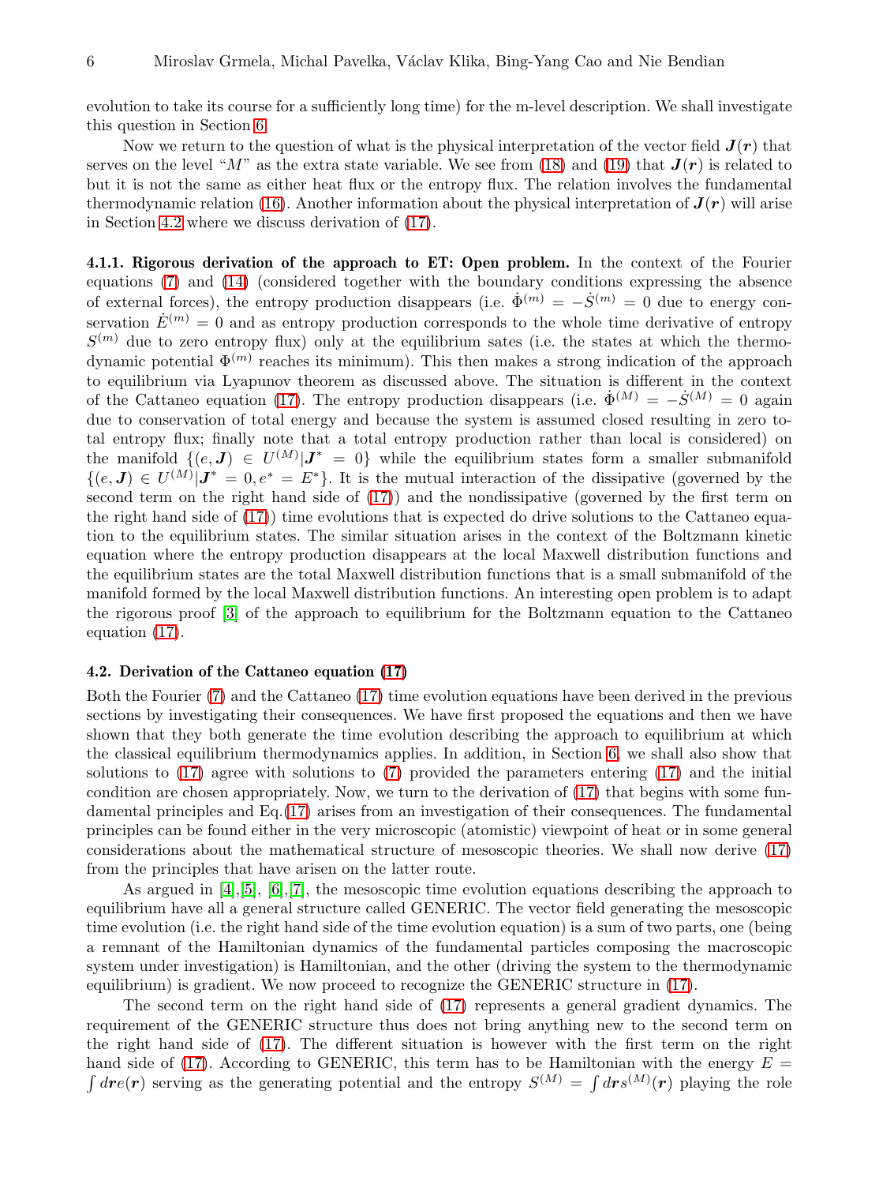evolution to take its course for a sufficiently long time) for the m-level description. We shall investigate this question in Section 6.

Now we return to the question of what is the physical interpretation of the vector field $\boldsymbol{J}(\boldsymbol{r})$ that serves on the level "$M$" as the extra state variable. We see from (18) and (19) that $\boldsymbol{J}(\boldsymbol{r})$ is related to but it is not the same as either heat flux or the entropy flux. The relation involves the fundamental thermodynamic relation (16). Another information about the physical interpretation of $\boldsymbol{J}(\boldsymbol{r})$ will arise in Section 4.2 where we discuss derivation of (17).

**4.1.1. Rigorous derivation of the approach to ET: Open problem.** In the context of the Fourier equations (7) and (14) (considered together with the boundary conditions expressing the absence of external forces), the entropy production disappears (i.e. $\dot{\Phi}^{(m)} = -\dot{S}^{(m)} = 0$ due to energy conservation $\dot{E}^{(m)} = 0$ and as entropy production corresponds to the whole time derivative of entropy $S^{(m)}$ due to zero entropy flux) only at the equilibrium sates (i.e. the states at which the thermodynamic potential $\Phi^{(m)}$ reaches its minimum). This then makes a strong indication of the approach to equilibrium via Lyapunov theorem as discussed above. The situation is different in the context of the Cattaneo equation (17). The entropy production disappears (i.e. $\dot{\Phi}^{(M)} = -\dot{S}^{(M)} = 0$ again due to conservation of total energy and because the system is assumed closed resulting in zero total entropy flux; finally note that a total entropy production rather than local is considered) on the manifold $\{(e, \boldsymbol{J}) \in U^{(M)} | \boldsymbol{J}^* = 0\}$ while the equilibrium states form a smaller submanifold $\{(e, \boldsymbol{J}) \in U^{(M)} | \boldsymbol{J}^* = 0, e^* = E^*\}$. It is the mutual interaction of the dissipative (governed by the second term on the right hand side of (17)) and the nondissipative (governed by the first term on the right hand side of (17)) time evolutions that is expected do drive solutions to the Cattaneo equation to the equilibrium states. The similar situation arises in the context of the Boltzmann kinetic equation where the entropy production disappears at the local Maxwell distribution functions and the equilibrium states are the total Maxwell distribution functions that is a small submanifold of the manifold formed by the local Maxwell distribution functions. An interesting open problem is to adapt the rigorous proof [3] of the approach to equilibrium for the Boltzmann equation to the Cattaneo equation (17).

### 4.2. Derivation of the Cattaneo equation (17)

Both the Fourier (7) and the Cattaneo (17) time evolution equations have been derived in the previous sections by investigating their consequences. We have first proposed the equations and then we have shown that they both generate the time evolution describing the approach to equilibrium at which the classical equilibrium thermodynamics applies. In addition, in Section 6, we shall also show that solutions to (17) agree with solutions to (7) provided the parameters entering (17) and the initial condition are chosen appropriately. Now, we turn to the derivation of (17) that begins with some fundamental principles and Eq.(17) arises from an investigation of their consequences. The fundamental principles can be found either in the very microscopic (atomistic) viewpoint of heat or in some general considerations about the mathematical structure of mesoscopic theories. We shall now derive (17) from the principles that have arisen on the latter route.

As argued in [4],[5], [6],[7], the mesoscopic time evolution equations describing the approach to equilibrium have all a general structure called GENERIC. The vector field generating the mesoscopic time evolution (i.e. the right hand side of the time evolution equation) is a sum of two parts, one (being a remnant of the Hamiltonian dynamics of the fundamental particles composing the macroscopic system under investigation) is Hamiltonian, and the other (driving the system to the thermodynamic equilibrium) is gradient. We now proceed to recognize the GENERIC structure in (17).

The second term on the right hand side of (17) represents a general gradient dynamics. The requirement of the GENERIC structure thus does not bring anything new to the second term on the right hand side of (17). The different situation is however with the first term on the right hand side of (17). According to GENERIC, this term has to be Hamiltonian with the energy $E = \int d\boldsymbol{r} e(\boldsymbol{r})$ serving as the generating potential and the entropy $S^{(M)} = \int d\boldsymbol{r} s^{(M)}(\boldsymbol{r})$ playing the role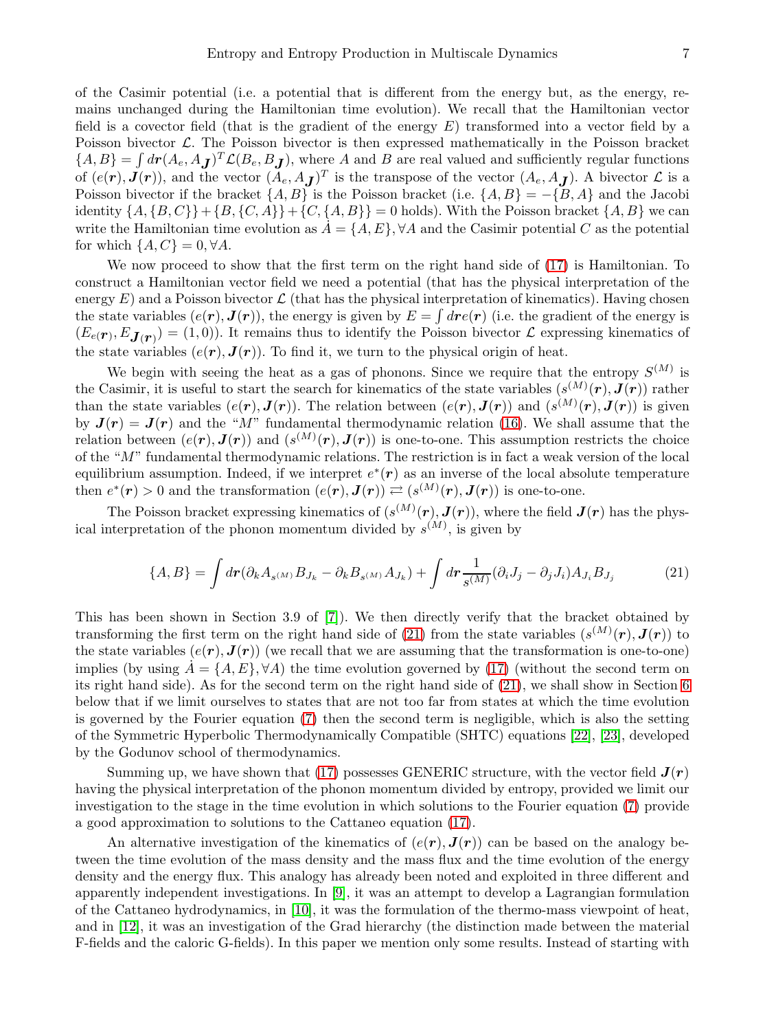of the Casimir potential (i.e. a potential that is different from the energy but, as the energy, remains unchanged during the Hamiltonian time evolution). We recall that the Hamiltonian vector field is a covector field (that is the gradient of the energy $E$) transformed into a vector field by a Poisson bivector $\mathcal{L}$. The Poisson bivector is then expressed mathematically in the Poisson bracket $\{A, B\} = \int d\boldsymbol{r}(A_e, A_{\boldsymbol{J}})^T \mathcal{L}(B_e, B_{\boldsymbol{J}})$, where $A$ and $B$ are real valued and sufficiently regular functions of $(e(\boldsymbol{r}), \boldsymbol{J}(\boldsymbol{r}))$, and the vector $(A_e, A_{\boldsymbol{J}})^T$ is the transpose of the vector $(A_e, A_{\boldsymbol{J}})$. A bivector $\mathcal{L}$ is a Poisson bivector if the bracket $\{A, B\}$ is the Poisson bracket (i.e. $\{A, B\} = -\{B, A\}$ and the Jacobi identity $\{A, \{B, C\}\} + \{B, \{C, A\}\} + \{C, \{A, B\}\} = 0$ holds). With the Poisson bracket $\{A, B\}$ we can write the Hamiltonian time evolution as $\dot{A} = \{A, E\}, \forall A$ and the Casimir potential $C$ as the potential for which $\{A, C\} = 0, \forall A$.

We now proceed to show that the first term on the right hand side of (17) is Hamiltonian. To construct a Hamiltonian vector field we need a potential (that has the physical interpretation of the energy $E$) and a Poisson bivector $\mathcal{L}$ (that has the physical interpretation of kinematics). Having chosen the state variables $(e(\boldsymbol{r}), \boldsymbol{J}(\boldsymbol{r}))$, the energy is given by $E = \int d\boldsymbol{r} e(\boldsymbol{r})$ (i.e. the gradient of the energy is $(E_{e(\boldsymbol{r})}, E_{\boldsymbol{J}(\boldsymbol{r})}) = (1, 0)$). It remains thus to identify the Poisson bivector $\mathcal{L}$ expressing kinematics of the state variables $(e(\boldsymbol{r}), \boldsymbol{J}(\boldsymbol{r}))$. To find it, we turn to the physical origin of heat.

We begin with seeing the heat as a gas of phonons. Since we require that the entropy $S^{(M)}$ is the Casimir, it is useful to start the search for kinematics of the state variables $(s^{(M)}(\boldsymbol{r}), \boldsymbol{J}(\boldsymbol{r}))$ rather than the state variables $(e(\boldsymbol{r}), \boldsymbol{J}(\boldsymbol{r}))$. The relation between $(e(\boldsymbol{r}), \boldsymbol{J}(\boldsymbol{r}))$ and $(s^{(M)}(\boldsymbol{r}), \boldsymbol{J}(\boldsymbol{r}))$ is given by $\boldsymbol{J}(\boldsymbol{r}) = \boldsymbol{J}(\boldsymbol{r})$ and the "$M$" fundamental thermodynamic relation (16). We shall assume that the relation between $(e(\boldsymbol{r}), \boldsymbol{J}(\boldsymbol{r}))$ and $(s^{(M)}(\boldsymbol{r}), \boldsymbol{J}(\boldsymbol{r}))$ is one-to-one. This assumption restricts the choice of the "$M$" fundamental thermodynamic relations. The restriction is in fact a weak version of the local equilibrium assumption. Indeed, if we interpret $e^*(\boldsymbol{r})$ as an inverse of the local absolute temperature then $e^*(\boldsymbol{r}) > 0$ and the transformation $(e(\boldsymbol{r}), \boldsymbol{J}(\boldsymbol{r})) \rightleftarrows (s^{(M)}(\boldsymbol{r}), \boldsymbol{J}(\boldsymbol{r}))$ is one-to-one.

The Poisson bracket expressing kinematics of $(s^{(M)}(\boldsymbol{r}), \boldsymbol{J}(\boldsymbol{r}))$, where the field $\boldsymbol{J}(\boldsymbol{r})$ has the physical interpretation of the phonon momentum divided by $s^{(M)}$, is given by

$$\{A, B\} = \int d\boldsymbol{r}(\partial_k A_{s^{(M)}} B_{J_k} - \partial_k B_{s^{(M)}} A_{J_k}) + \int d\boldsymbol{r} \frac{1}{s^{(M)}}(\partial_i J_j - \partial_j J_i) A_{J_i} B_{J_j} \tag{21}$$

This has been shown in Section 3.9 of [7]). We then directly verify that the bracket obtained by transforming the first term on the right hand side of (21) from the state variables $(s^{(M)}(\boldsymbol{r}), \boldsymbol{J}(\boldsymbol{r}))$ to the state variables $(e(\boldsymbol{r}), \boldsymbol{J}(\boldsymbol{r}))$ (we recall that we are assuming that the transformation is one-to-one) implies (by using $\dot{A} = \{A, E\}, \forall A$) the time evolution governed by (17) (without the second term on its right hand side). As for the second term on the right hand side of (21), we shall show in Section 6 below that if we limit ourselves to states that are not too far from states at which the time evolution is governed by the Fourier equation (7) then the second term is negligible, which is also the setting of the Symmetric Hyperbolic Thermodynamically Compatible (SHTC) equations [22], [23], developed by the Godunov school of thermodynamics.

Summing up, we have shown that (17) possesses GENERIC structure, with the vector field $\boldsymbol{J}(\boldsymbol{r})$ having the physical interpretation of the phonon momentum divided by entropy, provided we limit our investigation to the stage in the time evolution in which solutions to the Fourier equation (7) provide a good approximation to solutions to the Cattaneo equation (17).

An alternative investigation of the kinematics of $(e(\boldsymbol{r}), \boldsymbol{J}(\boldsymbol{r}))$ can be based on the analogy between the time evolution of the mass density and the mass flux and the time evolution of the energy density and the energy flux. This analogy has already been noted and exploited in three different and apparently independent investigations. In [9], it was an attempt to develop a Lagrangian formulation of the Cattaneo hydrodynamics, in [10], it was the formulation of the thermo-mass viewpoint of heat, and in [12], it was an investigation of the Grad hierarchy (the distinction made between the material F-fields and the caloric G-fields). In this paper we mention only some results. Instead of starting with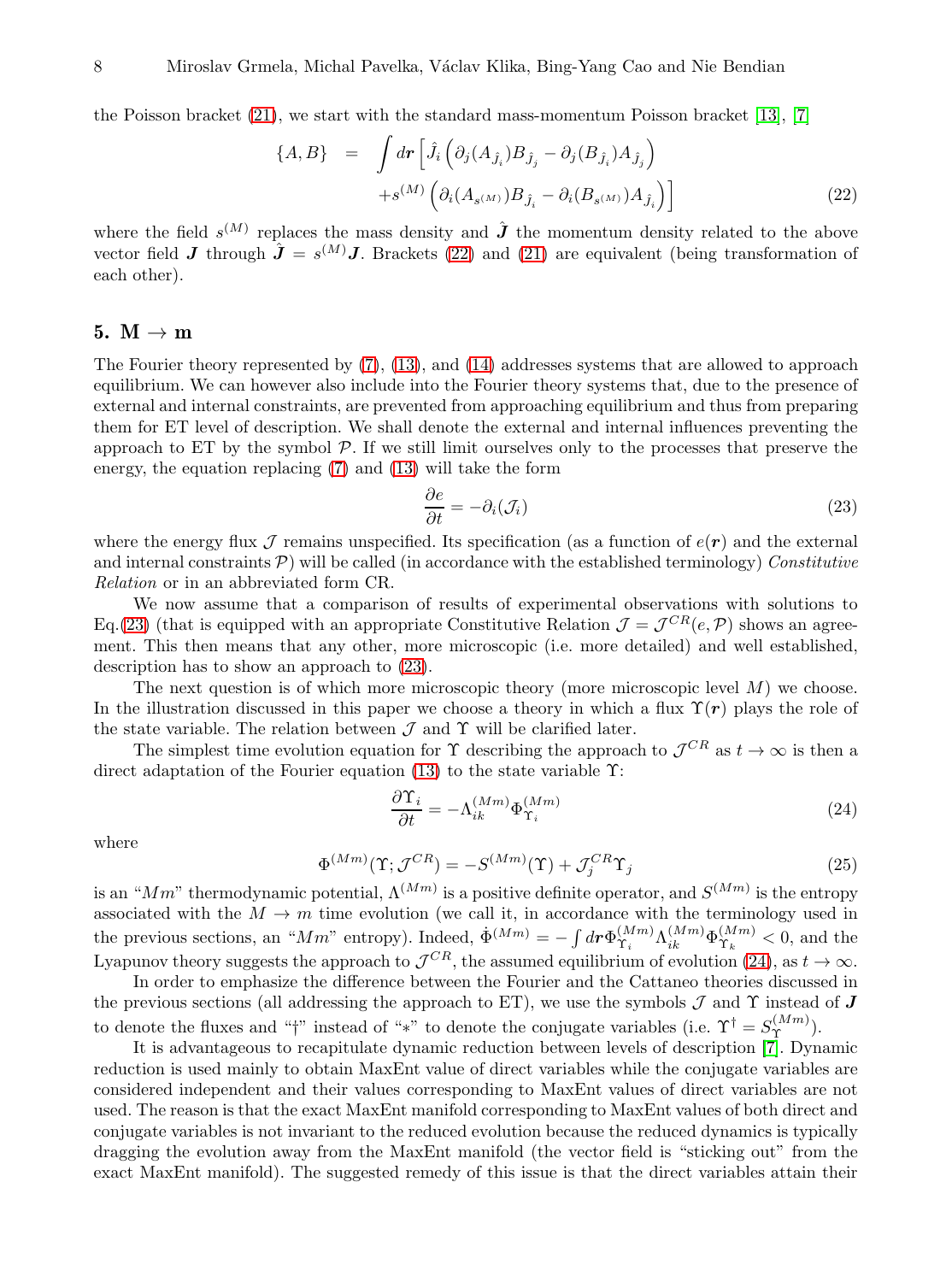the Poisson bracket (21), we start with the standard mass-momentum Poisson bracket [13], [7]

$$
\begin{aligned}
\{A,B\} &= \int d\boldsymbol{r}\Big[\hat{J}_i\left(\partial_j(A_{\hat{J}_i})B_{\hat{J}_j}-\partial_j(B_{\hat{J}_i})A_{\hat{J}_j}\right)\\
&\quad + s^{(M)}\left(\partial_i(A_{s^{(M)}})B_{\hat{J}_i}-\partial_i(B_{s^{(M)}})A_{\hat{J}_i}\right)\Big]
\end{aligned}
\tag{22}
$$

where the field $s^{(M)}$ replaces the mass density and $\hat{\boldsymbol{J}}$ the momentum density related to the above vector field $\boldsymbol{J}$ through $\hat{\boldsymbol{J}} = s^{(M)}\boldsymbol{J}$. Brackets (22) and (21) are equivalent (being transformation of each other).

## 5. M → m

The Fourier theory represented by (7), (13), and (14) addresses systems that are allowed to approach equilibrium. We can however also include into the Fourier theory systems that, due to the presence of external and internal constraints, are prevented from approaching equilibrium and thus from preparing them for ET level of description. We shall denote the external and internal influences preventing the approach to ET by the symbol $\mathcal{P}$. If we still limit ourselves only to the processes that preserve the energy, the equation replacing (7) and (13) will take the form

$$
\frac{\partial e}{\partial t} = -\partial_i(\mathcal{J}_i)
\tag{23}
$$

where the energy flux $\mathcal{J}$ remains unspecified. Its specification (as a function of $e(\boldsymbol{r})$ and the external and internal constraints $\mathcal{P}$) will be called (in accordance with the established terminology) *Constitutive Relation* or in an abbreviated form CR.

We now assume that a comparison of results of experimental observations with solutions to Eq.(23) (that is equipped with an appropriate Constitutive Relation $\mathcal{J} = \mathcal{J}^{CR}(e,\mathcal{P})$ shows an agreement. This then means that any other, more microscopic (i.e. more detailed) and well established, description has to show an approach to (23).

The next question is of which more microscopic theory (more microscopic level $M$) we choose. In the illustration discussed in this paper we choose a theory in which a flux $\Upsilon(\boldsymbol{r})$ plays the role of the state variable. The relation between $\mathcal{J}$ and $\Upsilon$ will be clarified later.

The simplest time evolution equation for $\Upsilon$ describing the approach to $\mathcal{J}^{CR}$ as $t \to \infty$ is then a direct adaptation of the Fourier equation (13) to the state variable $\Upsilon$:

$$
\frac{\partial \Upsilon_i}{\partial t} = -\Lambda^{(Mm)}_{ik}\Phi^{(Mm)}_{\Upsilon_i}
\tag{24}
$$

where

$$
\Phi^{(Mm)}(\Upsilon;\mathcal{J}^{CR}) = -S^{(Mm)}(\Upsilon) + \mathcal{J}^{CR}_j\Upsilon_j
\tag{25}
$$

is an "$Mm$" thermodynamic potential, $\Lambda^{(Mm)}$ is a positive definite operator, and $S^{(Mm)}$ is the entropy associated with the $M \to m$ time evolution (we call it, in accordance with the terminology used in the previous sections, an "$Mm$" entropy). Indeed, $\dot{\Phi}^{(Mm)} = -\int d\boldsymbol{r}\Phi^{(Mm)}_{\Upsilon_i}\Lambda^{(Mm)}_{ik}\Phi^{(Mm)}_{\Upsilon_k} < 0$, and the Lyapunov theory suggests the approach to $\mathcal{J}^{CR}$, the assumed equilibrium of evolution (24), as $t \to \infty$.

In order to emphasize the difference between the Fourier and the Cattaneo theories discussed in the previous sections (all addressing the approach to ET), we use the symbols $\mathcal{J}$ and $\Upsilon$ instead of $\boldsymbol{J}$ to denote the fluxes and "†" instead of "∗" to denote the conjugate variables (i.e. $\Upsilon^\dagger = S^{(Mm)}_\Upsilon$).

It is advantageous to recapitulate dynamic reduction between levels of description [7]. Dynamic reduction is used mainly to obtain MaxEnt value of direct variables while the conjugate variables are considered independent and their values corresponding to MaxEnt values of direct variables are not used. The reason is that the exact MaxEnt manifold corresponding to MaxEnt values of both direct and conjugate variables is not invariant to the reduced evolution because the reduced dynamics is typically dragging the evolution away from the MaxEnt manifold (the vector field is "sticking out" from the exact MaxEnt manifold). The suggested remedy of this issue is that the direct variables attain their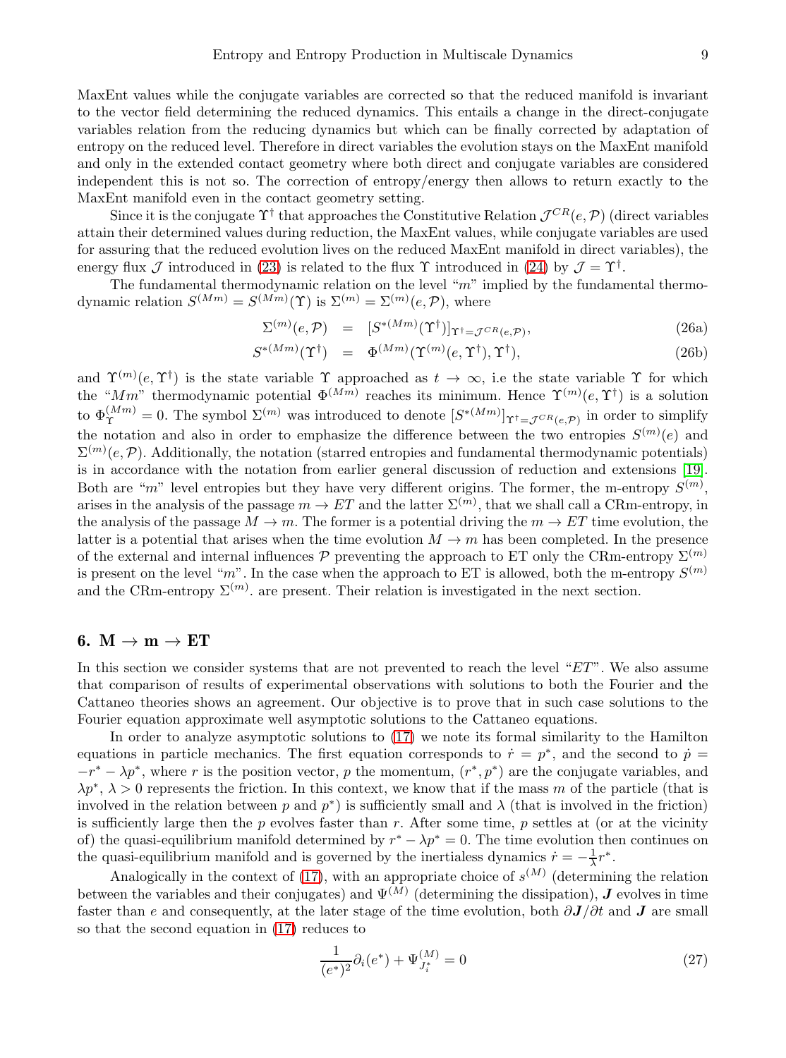MaxEnt values while the conjugate variables are corrected so that the reduced manifold is invariant to the vector field determining the reduced dynamics. This entails a change in the direct-conjugate variables relation from the reducing dynamics but which can be finally corrected by adaptation of entropy on the reduced level. Therefore in direct variables the evolution stays on the MaxEnt manifold and only in the extended contact geometry where both direct and conjugate variables are considered independent this is not so. The correction of entropy/energy then allows to return exactly to the MaxEnt manifold even in the contact geometry setting.

Since it is the conjugate $\Upsilon^\dagger$ that approaches the Constitutive Relation $\mathcal{J}^{CR}(e,\mathcal{P})$ (direct variables attain their determined values during reduction, the MaxEnt values, while conjugate variables are used for assuring that the reduced evolution lives on the reduced MaxEnt manifold in direct variables), the energy flux $\mathcal{J}$ introduced in (23) is related to the flux $\Upsilon$ introduced in (24) by $\mathcal{J} = \Upsilon^\dagger$.

The fundamental thermodynamic relation on the level "$m$" implied by the fundamental thermodynamic relation $S^{(Mm)} = S^{(Mm)}(\Upsilon)$ is $\Sigma^{(m)} = \Sigma^{(m)}(e,\mathcal{P})$, where

$$
\begin{aligned}
\Sigma^{(m)}(e,\mathcal{P}) &= [S^{*(Mm)}(\Upsilon^\dagger)]_{\Upsilon^\dagger=\mathcal{J}^{CR}(e,\mathcal{P})}, &\text{(26a)}\\
S^{*(Mm)}(\Upsilon^\dagger) &= \Phi^{(Mm)}(\Upsilon^{(m)}(e,\Upsilon^\dagger),\Upsilon^\dagger), &\text{(26b)}
\end{aligned}
$$

and $\Upsilon^{(m)}(e,\Upsilon^\dagger)$ is the state variable $\Upsilon$ approached as $t\to\infty$, i.e the state variable $\Upsilon$ for which the "$Mm$" thermodynamic potential $\Phi^{(Mm)}$ reaches its minimum. Hence $\Upsilon^{(m)}(e,\Upsilon^\dagger)$ is a solution to $\Phi^{(Mm)}_\Upsilon = 0$. The symbol $\Sigma^{(m)}$ was introduced to denote $[S^{*(Mm)}]_{\Upsilon^\dagger=\mathcal{J}^{CR}(e,\mathcal{P})}$ in order to simplify the notation and also in order to emphasize the difference between the two entropies $S^{(m)}(e)$ and $\Sigma^{(m)}(e,\mathcal{P})$. Additionally, the notation (starred entropies and fundamental thermodynamic potentials) is in accordance with the notation from earlier general discussion of reduction and extensions [19]. Both are "$m$" level entropies but they have very different origins. The former, the m-entropy $S^{(m)}$, arises in the analysis of the passage $m\to ET$ and the latter $\Sigma^{(m)}$, that we shall call a CRm-entropy, in the analysis of the passage $M\to m$. The former is a potential driving the $m\to ET$ time evolution, the latter is a potential that arises when the time evolution $M\to m$ has been completed. In the presence of the external and internal influences $\mathcal{P}$ preventing the approach to ET only the CRm-entropy $\Sigma^{(m)}$ is present on the level "$m$". In the case when the approach to ET is allowed, both the m-entropy $S^{(m)}$ and the CRm-entropy $\Sigma^{(m)}$. are present. Their relation is investigated in the next section.

## 6. $\mathbf{M\to m\to ET}$

In this section we consider systems that are not prevented to reach the level "$ET$". We also assume that comparison of results of experimental observations with solutions to both the Fourier and the Cattaneo theories shows an agreement. Our objective is to prove that in such case solutions to the Fourier equation approximate well asymptotic solutions to the Cattaneo equations.

In order to analyze asymptotic solutions to (17) we note its formal similarity to the Hamilton equations in particle mechanics. The first equation corresponds to $\dot{r} = p^*$, and the second to $\dot{p} = -r^* - \lambda p^*$, where $r$ is the position vector, $p$ the momentum, $(r^*,p^*)$ are the conjugate variables, and $\lambda p^*$, $\lambda > 0$ represents the friction. In this context, we know that if the mass $m$ of the particle (that is involved in the relation between $p$ and $p^*$) is sufficiently small and $\lambda$ (that is involved in the friction) is sufficiently large then the $p$ evolves faster than $r$. After some time, $p$ settles at (or at the vicinity of) the quasi-equilibrium manifold determined by $r^* - \lambda p^* = 0$. The time evolution then continues on the quasi-equilibrium manifold and is governed by the inertialess dynamics $\dot{r} = -\frac{1}{\lambda}r^*$.

Analogically in the context of (17), with an appropriate choice of $s^{(M)}$ (determining the relation between the variables and their conjugates) and $\Psi^{(M)}$ (determining the dissipation), $\boldsymbol{J}$ evolves in time faster than $e$ and consequently, at the later stage of the time evolution, both $\partial\boldsymbol{J}/\partial t$ and $\boldsymbol{J}$ are small so that the second equation in (17) reduces to

$$
\frac{1}{(e^*)^2}\partial_i(e^*) + \Psi^{(M)}_{J_i^*} = 0 \tag{27}
$$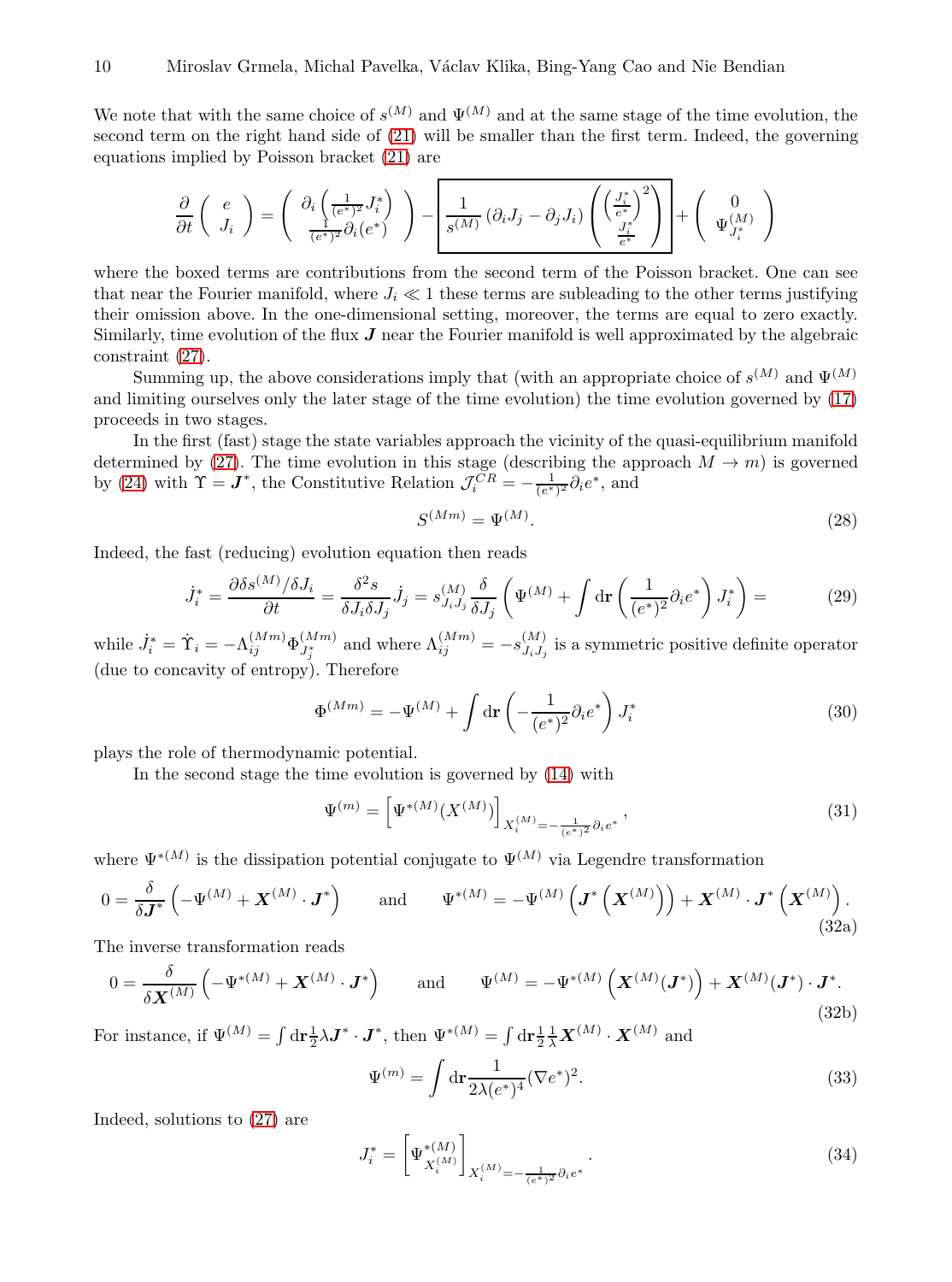We note that with the same choice of $s^{(M)}$ and $\Psi^{(M)}$ and at the same stage of the time evolution, the second term on the right hand side of (21) will be smaller than the first term. Indeed, the governing equations implied by Poisson bracket (21) are

$$
\frac{\partial}{\partial t}\begin{pmatrix} e \\ J_i \end{pmatrix} = \begin{pmatrix} \partial_i\left(\frac{1}{(e^*)^2}J_i^*\right) \\ \frac{1}{(e^*)^2}\partial_i(e^*) \end{pmatrix} - \boxed{\frac{1}{s^{(M)}}\left(\partial_i J_j - \partial_j J_i\right)\begin{pmatrix} \left(\frac{J_i^*}{e^*}\right)^2 \\ \frac{J_i^*}{e^*} \end{pmatrix}} + \begin{pmatrix} 0 \\ \Psi^{(M)}_{J_i^*} \end{pmatrix}
$$

where the boxed terms are contributions from the second term of the Poisson bracket. One can see that near the Fourier manifold, where $J_i \ll 1$ these terms are subleading to the other terms justifying their omission above. In the one-dimensional setting, moreover, the terms are equal to zero exactly. Similarly, time evolution of the flux $\boldsymbol{J}$ near the Fourier manifold is well approximated by the algebraic constraint (27).

Summing up, the above considerations imply that (with an appropriate choice of $s^{(M)}$ and $\Psi^{(M)}$ and limiting ourselves only the later stage of the time evolution) the time evolution governed by (17) proceeds in two stages.

In the first (fast) stage the state variables approach the vicinity of the quasi-equilibrium manifold determined by (27). The time evolution in this stage (describing the approach $M \to m$) is governed by (24) with $\Upsilon = \boldsymbol{J}^*$, the Constitutive Relation $\mathcal{J}_i^{CR} = -\frac{1}{(e^*)^2}\partial_i e^*$, and

$$
S^{(Mm)} = \Psi^{(M)}. \tag{28}
$$

Indeed, the fast (reducing) evolution equation then reads

$$
\dot{J}_i^* = \frac{\partial \delta s^{(M)}/\delta J_i}{\partial t} = \frac{\delta^2 s}{\delta J_i \delta J_j}\dot{J}_j = s^{(M)}_{J_i J_j}\frac{\delta}{\delta J_j}\left(\Psi^{(M)} + \int \mathrm{d}\mathbf{r}\left(\frac{1}{(e^*)^2}\partial_i e^*\right)J_i^*\right) = \tag{29}
$$

while $\dot{J}_i^* = \dot{\Upsilon}_i = -\Lambda^{(Mm)}_{ij}\Phi^{(Mm)}_{J_j^*}$ and where $\Lambda^{(Mm)}_{ij} = -s^{(M)}_{J_i J_j}$ is a symmetric positive definite operator (due to concavity of entropy). Therefore

$$
\Phi^{(Mm)} = -\Psi^{(M)} + \int \mathrm{d}\mathbf{r}\left(-\frac{1}{(e^*)^2}\partial_i e^*\right)J_i^* \tag{30}
$$

plays the role of thermodynamic potential.

In the second stage the time evolution is governed by (14) with

$$
\Psi^{(m)} = \left[\Psi^{*(M)}(X^{(M)})\right]_{X_i^{(M)} = -\frac{1}{(e^*)^2}\partial_i e^*}, \tag{31}
$$

where $\Psi^{*(M)}$ is the dissipation potential conjugate to $\Psi^{(M)}$ via Legendre transformation

$$
0 = \frac{\delta}{\delta \boldsymbol{J}^*}\left(-\Psi^{(M)} + \boldsymbol{X}^{(M)}\cdot\boldsymbol{J}^*\right) \qquad \text{and} \qquad \Psi^{*(M)} = -\Psi^{(M)}\left(\boldsymbol{J}^*\left(\boldsymbol{X}^{(M)}\right)\right) + \boldsymbol{X}^{(M)}\cdot\boldsymbol{J}^*\left(\boldsymbol{X}^{(M)}\right). \tag{32a}
$$

The inverse transformation reads

$$
0 = \frac{\delta}{\delta \boldsymbol{X}^{(M)}}\left(-\Psi^{*(M)} + \boldsymbol{X}^{(M)}\cdot\boldsymbol{J}^*\right) \qquad \text{and} \qquad \Psi^{(M)} = -\Psi^{*(M)}\left(\boldsymbol{X}^{(M)}(\boldsymbol{J}^*)\right) + \boldsymbol{X}^{(M)}(\boldsymbol{J}^*)\cdot\boldsymbol{J}^*. \tag{32b}
$$

For instance, if $\Psi^{(M)} = \int \mathrm{d}\mathbf{r}\frac{1}{2}\lambda\boldsymbol{J}^*\cdot\boldsymbol{J}^*$, then $\Psi^{*(M)} = \int \mathrm{d}\mathbf{r}\frac{1}{2}\frac{1}{\lambda}\boldsymbol{X}^{(M)}\cdot\boldsymbol{X}^{(M)}$ and

$$
\Psi^{(m)} = \int \mathrm{d}\mathbf{r}\frac{1}{2\lambda(e^*)^4}(\nabla e^*)^2. \tag{33}
$$

Indeed, solutions to (27) are

$$
J_i^* = \left[\Psi^{*(M)}_{X_i^{(M)}}\right]_{X_i^{(M)} = -\frac{1}{(e^*)^2}\partial_i e^*}. \tag{34}
$$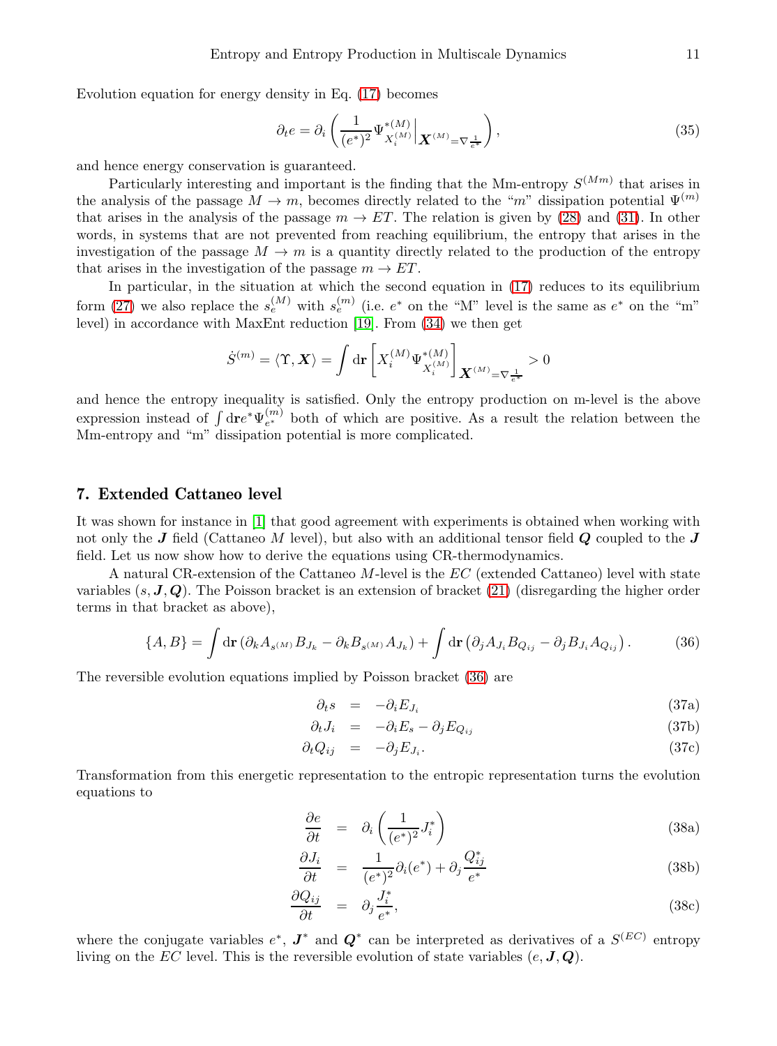Evolution equation for energy density in Eq. (17) becomes

$$\partial_t e = \partial_i \left( \frac{1}{(e^*)^2} \Psi^{*(M)}_{X_i^{(M)}} \Big|_{\boldsymbol{X}^{(M)} = \nabla \frac{1}{e^*}} \right), \tag{35}$$

and hence energy conservation is guaranteed.

Particularly interesting and important is the finding that the Mm-entropy $S^{(Mm)}$ that arises in the analysis of the passage $M \to m$, becomes directly related to the "$m$" dissipation potential $\Psi^{(m)}$ that arises in the analysis of the passage $m \to ET$. The relation is given by (28) and (31). In other words, in systems that are not prevented from reaching equilibrium, the entropy that arises in the investigation of the passage $M \to m$ is a quantity directly related to the production of the entropy that arises in the investigation of the passage $m \to ET$.

In particular, in the situation at which the second equation in (17) reduces to its equilibrium form (27) we also replace the $s_e^{(M)}$ with $s_e^{(m)}$ (i.e. $e^*$ on the "M" level is the same as $e^*$ on the "m" level) in accordance with MaxEnt reduction [19]. From (34) we then get

$$\dot{S}^{(m)} = \langle \Upsilon, \boldsymbol{X} \rangle = \int \mathrm{d}\mathbf{r} \left[ X_i^{(M)} \Psi^{*(M)}_{X_i^{(M)}} \right]_{\boldsymbol{X}^{(M)} = \nabla \frac{1}{e^*}} > 0$$

and hence the entropy inequality is satisfied. Only the entropy production on m-level is the above expression instead of $\int \mathrm{d}\mathbf{r} e^* \Psi^{(m)}_{e^*}$ both of which are positive. As a result the relation between the Mm-entropy and "m" dissipation potential is more complicated.

## 7. Extended Cattaneo level

It was shown for instance in [1] that good agreement with experiments is obtained when working with not only the $\boldsymbol{J}$ field (Cattaneo $M$ level), but also with an additional tensor field $\boldsymbol{Q}$ coupled to the $\boldsymbol{J}$ field. Let us now show how to derive the equations using CR-thermodynamics.

A natural CR-extension of the Cattaneo $M$-level is the $EC$ (extended Cattaneo) level with state variables $(s, \boldsymbol{J}, \boldsymbol{Q})$. The Poisson bracket is an extension of bracket (21) (disregarding the higher order terms in that bracket as above),

$$\{A, B\} = \int \mathrm{d}\mathbf{r} \left( \partial_k A_{s^{(M)}} B_{J_k} - \partial_k B_{s^{(M)}} A_{J_k} \right) + \int \mathrm{d}\mathbf{r} \left( \partial_j A_{J_i} B_{Q_{ij}} - \partial_j B_{J_i} A_{Q_{ij}} \right). \tag{36}$$

The reversible evolution equations implied by Poisson bracket (36) are

$$\partial_t s = -\partial_i E_{J_i} \tag{37a}$$

$$\partial_t J_i = -\partial_i E_s - \partial_j E_{Q_{ij}} \tag{37b}$$

$$\partial_t Q_{ij} = -\partial_j E_{J_i}. \tag{37c}$$

Transformation from this energetic representation to the entropic representation turns the evolution equations to

$$\frac{\partial e}{\partial t} = \partial_i \left( \frac{1}{(e^*)^2} J_i^* \right) \tag{38a}$$

$$\frac{\partial J_i}{\partial t} = \frac{1}{(e^*)^2} \partial_i (e^*) + \partial_j \frac{Q_{ij}^*}{e^*} \tag{38b}$$

$$\frac{\partial Q_{ij}}{\partial t} = \partial_j \frac{J_i^*}{e^*}, \tag{38c}$$

where the conjugate variables $e^*$, $\boldsymbol{J}^*$ and $\boldsymbol{Q}^*$ can be interpreted as derivatives of a $S^{(EC)}$ entropy living on the $EC$ level. This is the reversible evolution of state variables $(e, \boldsymbol{J}, \boldsymbol{Q})$.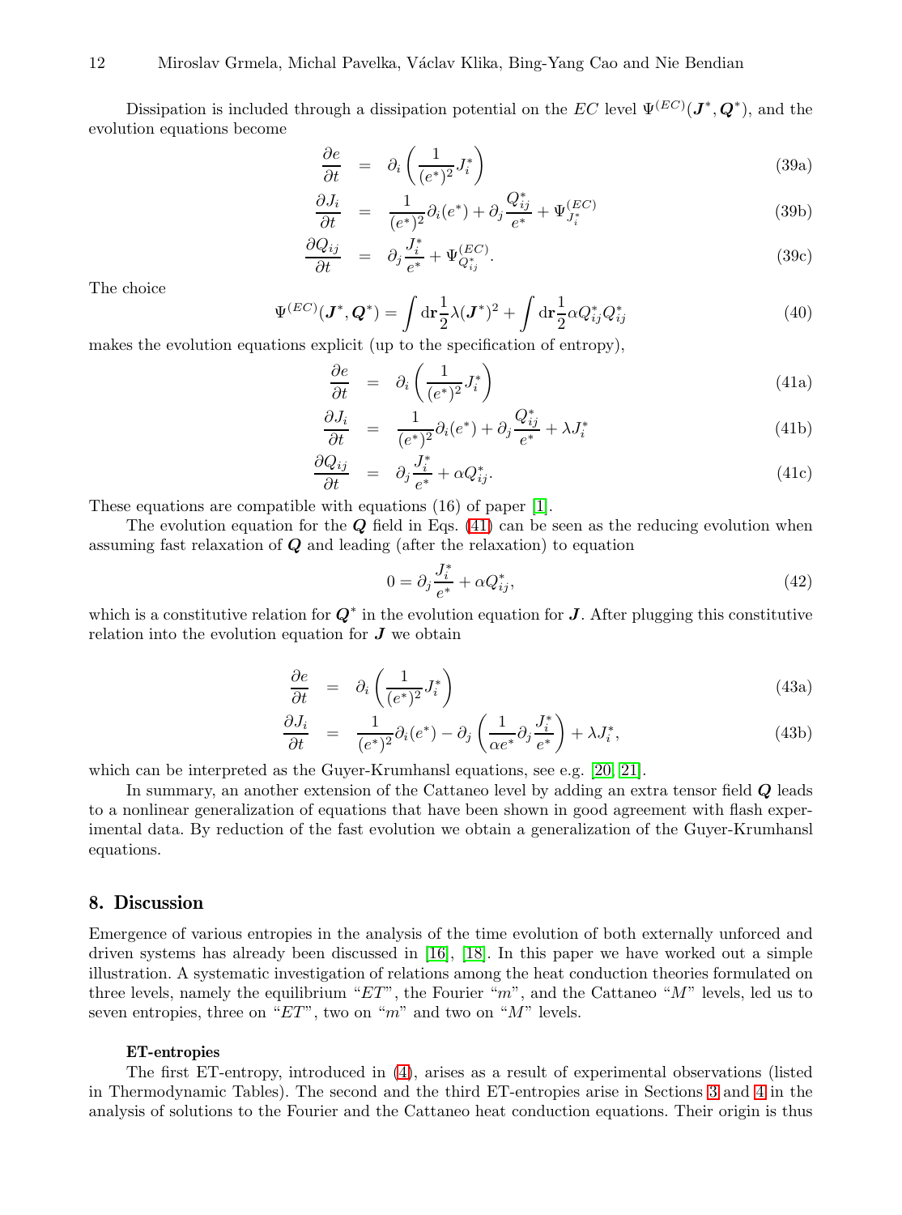Dissipation is included through a dissipation potential on the $EC$ level $\Psi^{(EC)}(\boldsymbol{J}^*, \boldsymbol{Q}^*)$, and the evolution equations become

$$
\begin{aligned}
\frac{\partial e}{\partial t} &= \partial_i \left( \frac{1}{(e^*)^2} J_i^* \right) && \text{(39a)}\\
\frac{\partial J_i}{\partial t} &= \frac{1}{(e^*)^2} \partial_i (e^*) + \partial_j \frac{Q_{ij}^*}{e^*} + \Psi^{(EC)}_{J_i^*} && \text{(39b)}\\
\frac{\partial Q_{ij}}{\partial t} &= \partial_j \frac{J_i^*}{e^*} + \Psi^{(EC)}_{Q_{ij}^*}. && \text{(39c)}
\end{aligned}
$$

The choice

$$
\Psi^{(EC)}(\boldsymbol{J}^*, \boldsymbol{Q}^*) = \int \mathrm{d}\mathbf{r} \frac{1}{2} \lambda (\boldsymbol{J}^*)^2 + \int \mathrm{d}\mathbf{r} \frac{1}{2} \alpha Q_{ij}^* Q_{ij}^* \tag{40}
$$

makes the evolution equations explicit (up to the specification of entropy),

$$
\begin{aligned}
\frac{\partial e}{\partial t} &= \partial_i \left( \frac{1}{(e^*)^2} J_i^* \right) && \text{(41a)}\\
\frac{\partial J_i}{\partial t} &= \frac{1}{(e^*)^2} \partial_i (e^*) + \partial_j \frac{Q_{ij}^*}{e^*} + \lambda J_i^* && \text{(41b)}\\
\frac{\partial Q_{ij}}{\partial t} &= \partial_j \frac{J_i^*}{e^*} + \alpha Q_{ij}^*. && \text{(41c)}
\end{aligned}
$$

These equations are compatible with equations (16) of paper [1].

The evolution equation for the $\boldsymbol{Q}$ field in Eqs. (41) can be seen as the reducing evolution when assuming fast relaxation of $\boldsymbol{Q}$ and leading (after the relaxation) to equation

$$
0 = \partial_j \frac{J_i^*}{e^*} + \alpha Q_{ij}^*, \tag{42}
$$

which is a constitutive relation for $\boldsymbol{Q}^*$ in the evolution equation for $\boldsymbol{J}$. After plugging this constitutive relation into the evolution equation for $\boldsymbol{J}$ we obtain

$$
\begin{aligned}
\frac{\partial e}{\partial t} &= \partial_i \left( \frac{1}{(e^*)^2} J_i^* \right) && \text{(43a)}\\
\frac{\partial J_i}{\partial t} &= \frac{1}{(e^*)^2} \partial_i (e^*) - \partial_j \left( \frac{1}{\alpha e^*} \partial_j \frac{J_i^*}{e^*} \right) + \lambda J_i^*, && \text{(43b)}
\end{aligned}
$$

which can be interpreted as the Guyer-Krumhansl equations, see e.g. [20, 21].

In summary, an another extension of the Cattaneo level by adding an extra tensor field $\boldsymbol{Q}$ leads to a nonlinear generalization of equations that have been shown in good agreement with flash experimental data. By reduction of the fast evolution we obtain a generalization of the Guyer-Krumhansl equations.

## 8. Discussion

Emergence of various entropies in the analysis of the time evolution of both externally unforced and driven systems has already been discussed in [16], [18]. In this paper we have worked out a simple illustration. A systematic investigation of relations among the heat conduction theories formulated on three levels, namely the equilibrium "$ET$", the Fourier "$m$", and the Cattaneo "$M$" levels, led us to seven entropies, three on "$ET$", two on "$m$" and two on "$M$" levels.

**ET-entropies**

The first ET-entropy, introduced in (4), arises as a result of experimental observations (listed in Thermodynamic Tables). The second and the third ET-entropies arise in Sections 3 and 4 in the analysis of solutions to the Fourier and the Cattaneo heat conduction equations. Their origin is thus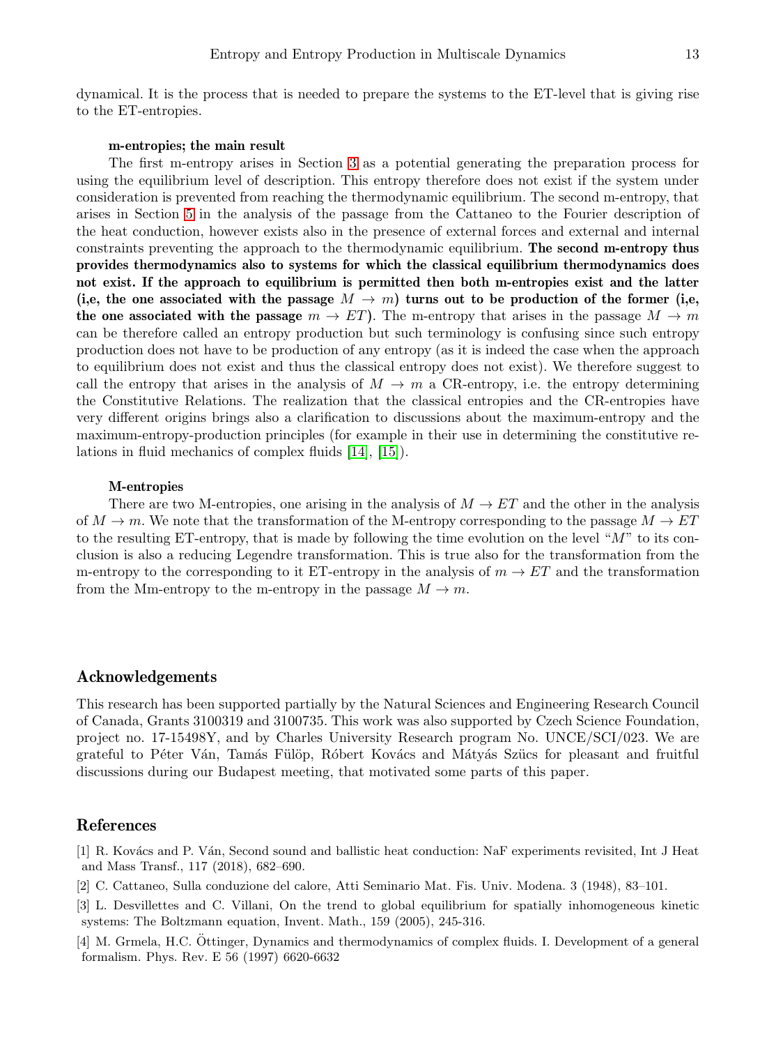dynamical. It is the process that is needed to prepare the systems to the ET-level that is giving rise to the ET-entropies.

**m-entropies; the main result**

The first m-entropy arises in Section 3 as a potential generating the preparation process for using the equilibrium level of description. This entropy therefore does not exist if the system under consideration is prevented from reaching the thermodynamic equilibrium. The second m-entropy, that arises in Section 5 in the analysis of the passage from the Cattaneo to the Fourier description of the heat conduction, however exists also in the presence of external forces and external and internal constraints preventing the approach to the thermodynamic equilibrium. **The second m-entropy thus provides thermodynamics also to systems for which the classical equilibrium thermodynamics does not exist. If the approach to equilibrium is permitted then both m-entropies exist and the latter (i,e, the one associated with the passage $M \to m$) turns out to be production of the former (i,e, the one associated with the passage $m \to ET$).** The m-entropy that arises in the passage $M \to m$ can be therefore called an entropy production but such terminology is confusing since such entropy production does not have to be production of any entropy (as it is indeed the case when the approach to equilibrium does not exist and thus the classical entropy does not exist). We therefore suggest to call the entropy that arises in the analysis of $M \to m$ a CR-entropy, i.e. the entropy determining the Constitutive Relations. The realization that the classical entropies and the CR-entropies have very different origins brings also a clarification to discussions about the maximum-entropy and the maximum-entropy-production principles (for example in their use in determining the constitutive relations in fluid mechanics of complex fluids [14], [15]).

**M-entropies**

There are two M-entropies, one arising in the analysis of $M \to ET$ and the other in the analysis of $M \to m$. We note that the transformation of the M-entropy corresponding to the passage $M \to ET$ to the resulting ET-entropy, that is made by following the time evolution on the level "$M$" to its conclusion is also a reducing Legendre transformation. This is true also for the transformation from the m-entropy to the corresponding to it ET-entropy in the analysis of $m \to ET$ and the transformation from the Mm-entropy to the m-entropy in the passage $M \to m$.

## Acknowledgements

This research has been supported partially by the Natural Sciences and Engineering Research Council of Canada, Grants 3100319 and 3100735. This work was also supported by Czech Science Foundation, project no. 17-15498Y, and by Charles University Research program No. UNCE/SCI/023. We are grateful to Péter Ván, Tamás Fülöp, Róbert Kovács and Mátyás Szücs for pleasant and fruitful discussions during our Budapest meeting, that motivated some parts of this paper.

## References

[1] R. Kovács and P. Ván, Second sound and ballistic heat conduction: NaF experiments revisited, Int J Heat and Mass Transf., 117 (2018), 682–690.

[2] C. Cattaneo, Sulla conduzione del calore, Atti Seminario Mat. Fis. Univ. Modena. 3 (1948), 83–101.

[3] L. Desvillettes and C. Villani, On the trend to global equilibrium for spatially inhomogeneous kinetic systems: The Boltzmann equation, Invent. Math., 159 (2005), 245-316.

[4] M. Grmela, H.C. Öttinger, Dynamics and thermodynamics of complex fluids. I. Development of a general formalism. Phys. Rev. E 56 (1997) 6620-6632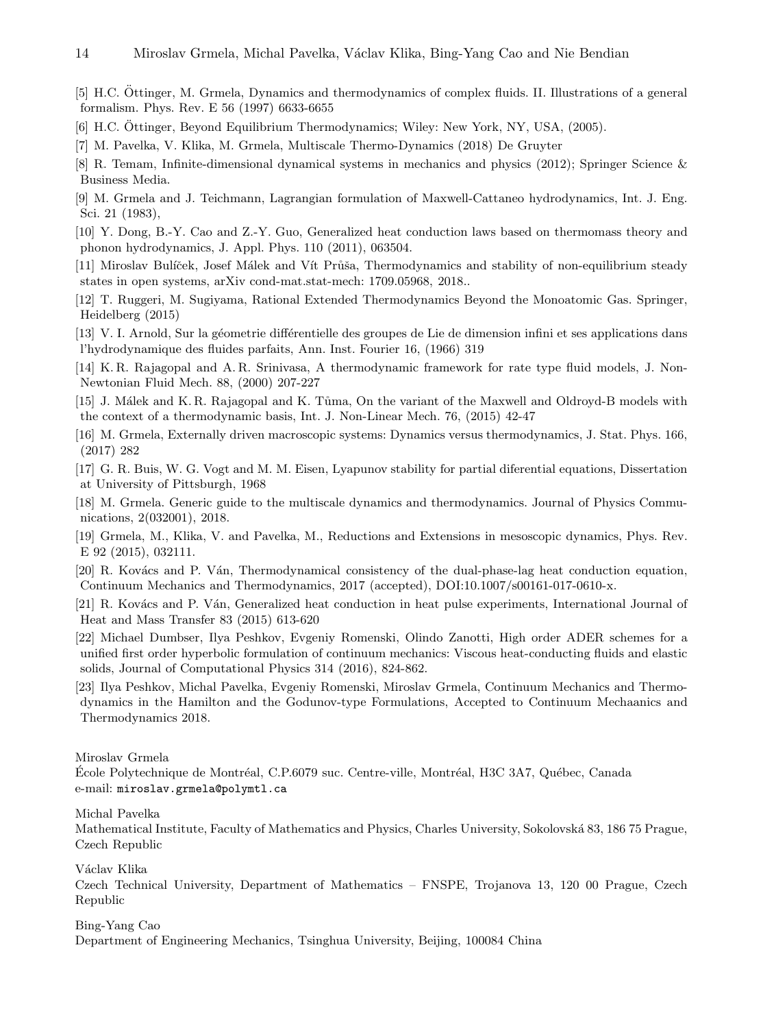[5] H.C. Öttinger, M. Grmela, Dynamics and thermodynamics of complex fluids. II. Illustrations of a general formalism. Phys. Rev. E 56 (1997) 6633-6655

[6] H.C. Öttinger, Beyond Equilibrium Thermodynamics; Wiley: New York, NY, USA, (2005).

[7] M. Pavelka, V. Klika, M. Grmela, Multiscale Thermo-Dynamics (2018) De Gruyter

[8] R. Temam, Infinite-dimensional dynamical systems in mechanics and physics (2012); Springer Science & Business Media.

[9] M. Grmela and J. Teichmann, Lagrangian formulation of Maxwell-Cattaneo hydrodynamics, Int. J. Eng. Sci. 21 (1983),

[10] Y. Dong, B.-Y. Cao and Z.-Y. Guo, Generalized heat conduction laws based on thermomass theory and phonon hydrodynamics, J. Appl. Phys. 110 (2011), 063504.

[11] Miroslav Bulíček, Josef Málek and Vít Průša, Thermodynamics and stability of non-equilibrium steady states in open systems, arXiv cond-mat.stat-mech: 1709.05968, 2018..

[12] T. Ruggeri, M. Sugiyama, Rational Extended Thermodynamics Beyond the Monoatomic Gas. Springer, Heidelberg (2015)

[13] V. I. Arnold, Sur la géometrie différentielle des groupes de Lie de dimension infini et ses applications dans l'hydrodynamique des fluides parfaits, Ann. Inst. Fourier 16, (1966) 319

[14] K. R. Rajagopal and A. R. Srinivasa, A thermodynamic framework for rate type fluid models, J. Non-Newtonian Fluid Mech. 88, (2000) 207-227

[15] J. Málek and K. R. Rajagopal and K. Tůma, On the variant of the Maxwell and Oldroyd-B models with the context of a thermodynamic basis, Int. J. Non-Linear Mech. 76, (2015) 42-47

[16] M. Grmela, Externally driven macroscopic systems: Dynamics versus thermodynamics, J. Stat. Phys. 166, (2017) 282

[17] G. R. Buis, W. G. Vogt and M. M. Eisen, Lyapunov stability for partial diferential equations, Dissertation at University of Pittsburgh, 1968

[18] M. Grmela. Generic guide to the multiscale dynamics and thermodynamics. Journal of Physics Communications, 2(032001), 2018.

[19] Grmela, M., Klika, V. and Pavelka, M., Reductions and Extensions in mesoscopic dynamics, Phys. Rev. E 92 (2015), 032111.

[20] R. Kovács and P. Ván, Thermodynamical consistency of the dual-phase-lag heat conduction equation, Continuum Mechanics and Thermodynamics, 2017 (accepted), DOI:10.1007/s00161-017-0610-x.

[21] R. Kovács and P. Ván, Generalized heat conduction in heat pulse experiments, International Journal of Heat and Mass Transfer 83 (2015) 613-620

[22] Michael Dumbser, Ilya Peshkov, Evgeniy Romenski, Olindo Zanotti, High order ADER schemes for a unified first order hyperbolic formulation of continuum mechanics: Viscous heat-conducting fluids and elastic solids, Journal of Computational Physics 314 (2016), 824-862.

[23] Ilya Peshkov, Michal Pavelka, Evgeniy Romenski, Miroslav Grmela, Continuum Mechanics and Thermodynamics in the Hamilton and the Godunov-type Formulations, Accepted to Continuum Mechaanics and Thermodynamics 2018.

Miroslav Grmela
École Polytechnique de Montréal, C.P.6079 suc. Centre-ville, Montréal, H3C 3A7, Québec, Canada
e-mail: miroslav.grmela@polymtl.ca

Michal Pavelka
Mathematical Institute, Faculty of Mathematics and Physics, Charles University, Sokolovská 83, 186 75 Prague, Czech Republic

Václav Klika
Czech Technical University, Department of Mathematics – FNSPE, Trojanova 13, 120 00 Prague, Czech Republic

Bing-Yang Cao
Department of Engineering Mechanics, Tsinghua University, Beijing, 100084 China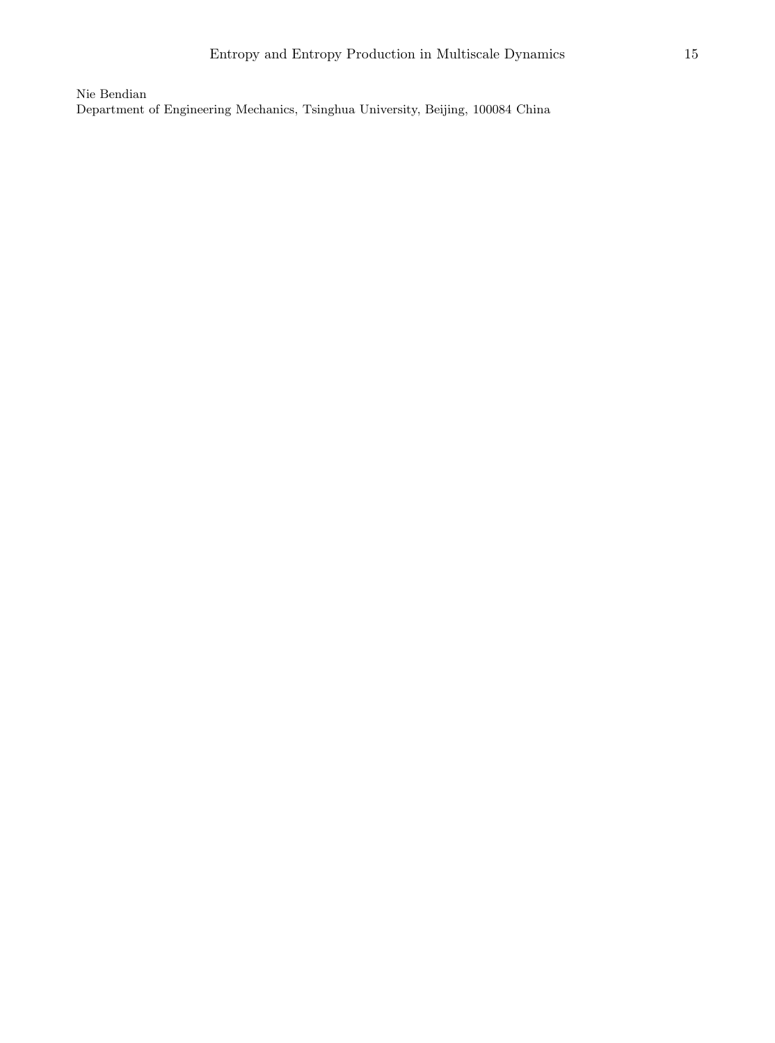Nie Bendian
Department of Engineering Mechanics, Tsinghua University, Beijing, 100084 China